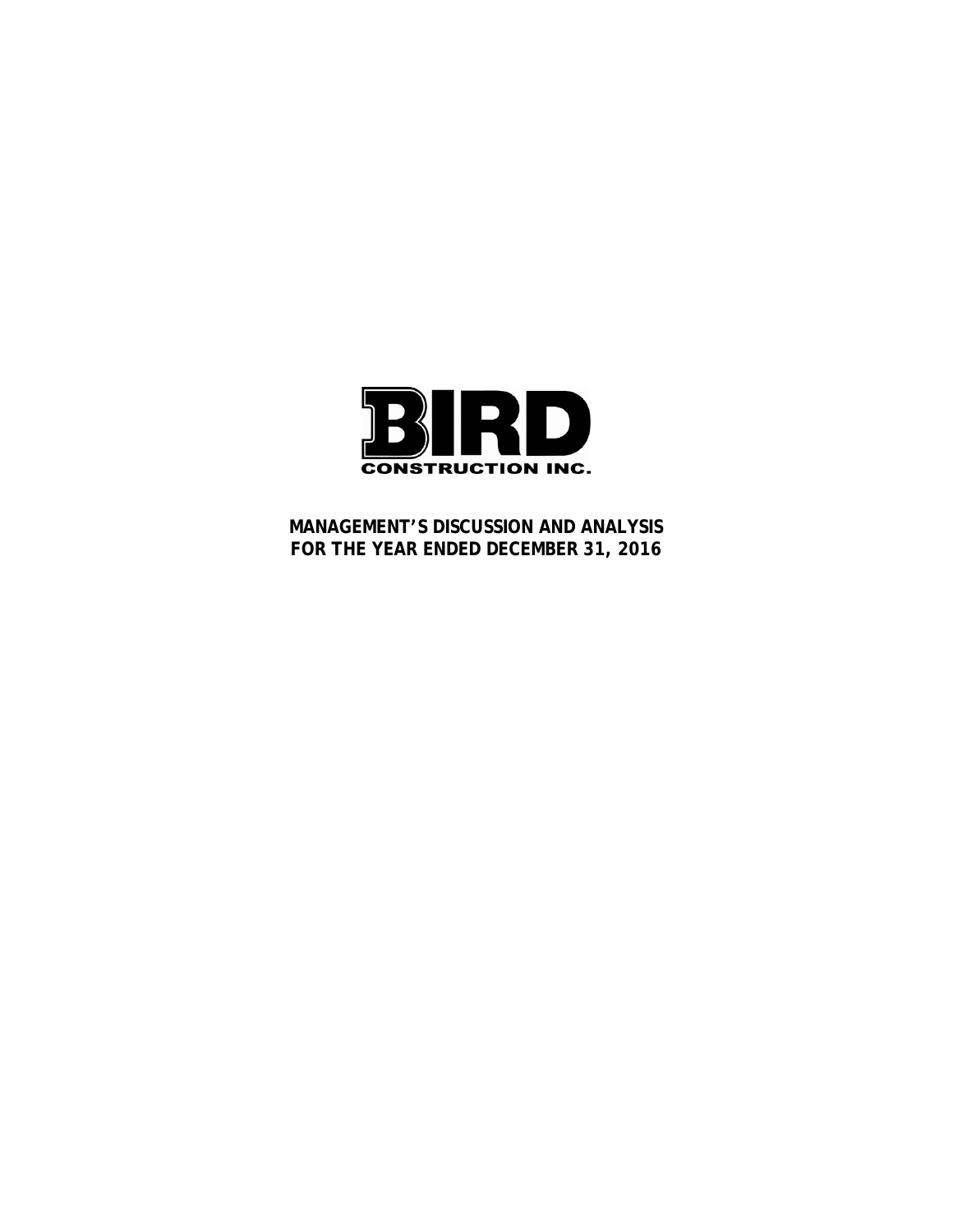**BIRD**

**CONSTRUCTION INC.**

# MANAGEMENT'S DISCUSSION AND ANALYSIS
# FOR THE YEAR ENDED DECEMBER 31, 2016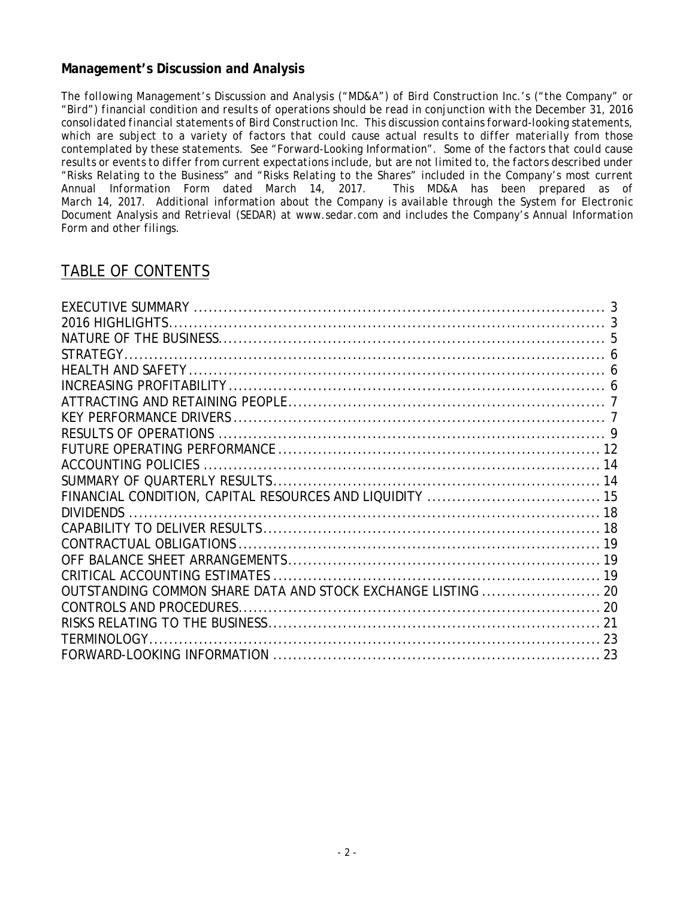## Management's Discussion and Analysis

*The following Management's Discussion and Analysis ("MD&A") of Bird Construction Inc.'s ("the Company" or "Bird") financial condition and results of operations should be read in conjunction with the December 31, 2016 consolidated financial statements of Bird Construction Inc. This discussion contains forward-looking statements, which are subject to a variety of factors that could cause actual results to differ materially from those contemplated by these statements. See "Forward-Looking Information". Some of the factors that could cause results or events to differ from current expectations include, but are not limited to, the factors described under "Risks Relating to the Business" and "Risks Relating to the Shares" included in the Company's most current Annual Information Form dated March 14, 2017. This MD&A has been prepared as of March 14, 2017. Additional information about the Company is available through the System for Electronic Document Analysis and Retrieval (SEDAR) at www.sedar.com and includes the Company's Annual Information Form and other filings.*

# TABLE OF CONTENTS

| | |
|---|---|
| EXECUTIVE SUMMARY | 3 |
| 2016 HIGHLIGHTS | 3 |
| NATURE OF THE BUSINESS | 5 |
| STRATEGY | 6 |
| HEALTH AND SAFETY | 6 |
| INCREASING PROFITABILITY | 6 |
| ATTRACTING AND RETAINING PEOPLE | 7 |
| KEY PERFORMANCE DRIVERS | 7 |
| RESULTS OF OPERATIONS | 9 |
| FUTURE OPERATING PERFORMANCE | 12 |
| ACCOUNTING POLICIES | 14 |
| SUMMARY OF QUARTERLY RESULTS | 14 |
| FINANCIAL CONDITION, CAPITAL RESOURCES AND LIQUIDITY | 15 |
| DIVIDENDS | 18 |
| CAPABILITY TO DELIVER RESULTS | 18 |
| CONTRACTUAL OBLIGATIONS | 19 |
| OFF BALANCE SHEET ARRANGEMENTS | 19 |
| CRITICAL ACCOUNTING ESTIMATES | 19 |
| OUTSTANDING COMMON SHARE DATA AND STOCK EXCHANGE LISTING | 20 |
| CONTROLS AND PROCEDURES | 20 |
| RISKS RELATING TO THE BUSINESS | 21 |
| TERMINOLOGY | 23 |
| FORWARD-LOOKING INFORMATION | 23 |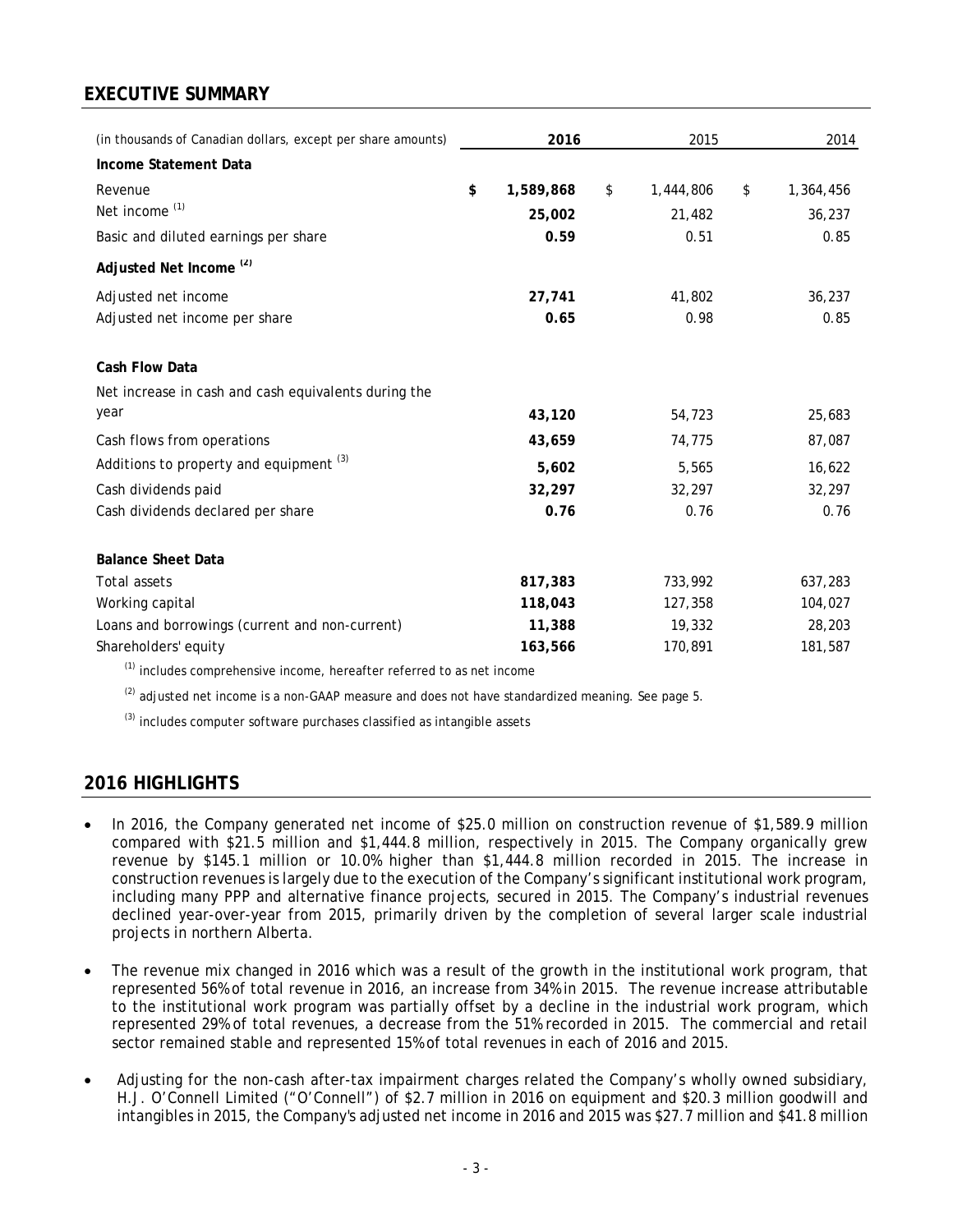## EXECUTIVE SUMMARY

| (in thousands of Canadian dollars, except per share amounts) | 2016 | 2015 | 2014 |
|---|---|---|---|
| **Income Statement Data** | | | |
| Revenue | **$ 1,589,868** | $ 1,444,806 | $ 1,364,456 |
| Net income [(1)] | **25,002** | 21,482 | 36,237 |
| Basic and diluted earnings per share | **0.59** | 0.51 | 0.85 |
| **Adjusted Net Income [(2)]** | | | |
| Adjusted net income | **27,741** | 41,802 | 36,237 |
| Adjusted net income per share | **0.65** | 0.98 | 0.85 |
| **Cash Flow Data** | | | |
| Net increase in cash and cash equivalents during the year | **43,120** | 54,723 | 25,683 |
| Cash flows from operations | **43,659** | 74,775 | 87,087 |
| Additions to property and equipment [(3)] | **5,602** | 5,565 | 16,622 |
| Cash dividends paid | **32,297** | 32,297 | 32,297 |
| Cash dividends declared per share | **0.76** | 0.76 | 0.76 |
| **Balance Sheet Data** | | | |
| Total assets | **817,383** | 733,992 | 637,283 |
| Working capital | **118,043** | 127,358 | 104,027 |
| Loans and borrowings (current and non-current) | **11,388** | 19,332 | 28,203 |
| Shareholders' equity | **163,566** | 170,891 | 181,587 |

[(1)] includes comprehensive income, hereafter referred to as net income

[(2)] adjusted net income is a non-GAAP measure and does not have standardized meaning. See page 5.

[(3)] includes computer software purchases classified as intangible assets

## 2016 HIGHLIGHTS

- In 2016, the Company generated net income of $25.0 million on construction revenue of $1,589.9 million compared with $21.5 million and $1,444.8 million, respectively in 2015. The Company organically grew revenue by $145.1 million or 10.0% higher than $1,444.8 million recorded in 2015. The increase in construction revenues is largely due to the execution of the Company's significant institutional work program, including many PPP and alternative finance projects, secured in 2015. The Company's industrial revenues declined year-over-year from 2015, primarily driven by the completion of several larger scale industrial projects in northern Alberta.
- The revenue mix changed in 2016 which was a result of the growth in the institutional work program, that represented 56% of total revenue in 2016, an increase from 34% in 2015. The revenue increase attributable to the institutional work program was partially offset by a decline in the industrial work program, which represented 29% of total revenues, a decrease from the 51% recorded in 2015. The commercial and retail sector remained stable and represented 15% of total revenues in each of 2016 and 2015.
- Adjusting for the non-cash after-tax impairment charges related the Company's wholly owned subsidiary, H.J. O'Connell Limited ("O'Connell") of $2.7 million in 2016 on equipment and $20.3 million goodwill and intangibles in 2015, the Company's adjusted net income in 2016 and 2015 was $27.7 million and $41.8 million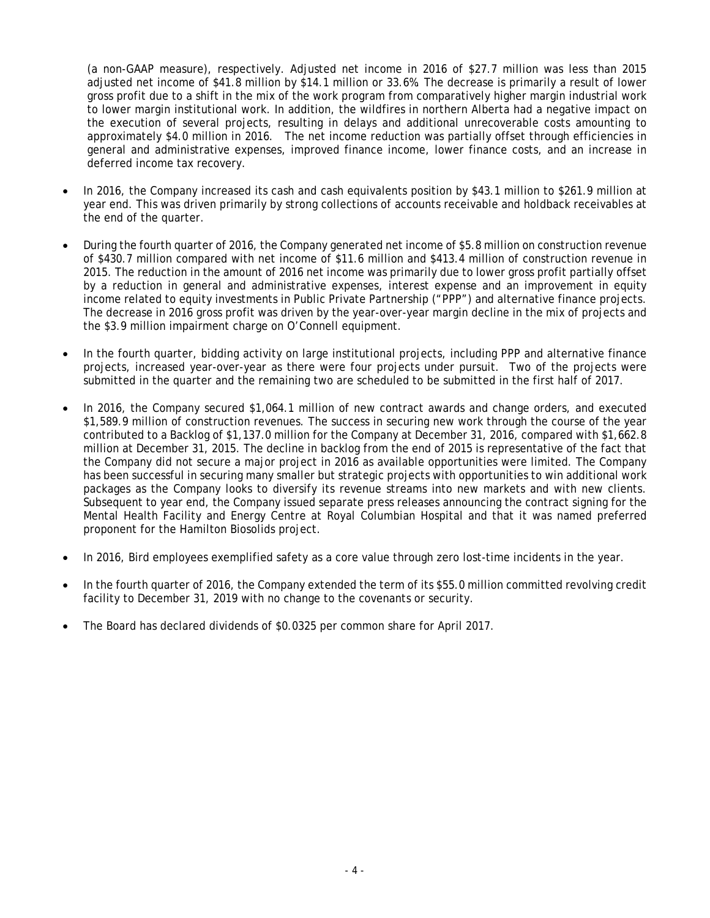(a non-GAAP measure), respectively. Adjusted net income in 2016 of $27.7 million was less than 2015 adjusted net income of $41.8 million by $14.1 million or 33.6%. The decrease is primarily a result of lower gross profit due to a shift in the mix of the work program from comparatively higher margin industrial work to lower margin institutional work. In addition, the wildfires in northern Alberta had a negative impact on the execution of several projects, resulting in delays and additional unrecoverable costs amounting to approximately $4.0 million in 2016. The net income reduction was partially offset through efficiencies in general and administrative expenses, improved finance income, lower finance costs, and an increase in deferred income tax recovery.

- In 2016, the Company increased its cash and cash equivalents position by $43.1 million to $261.9 million at year end. This was driven primarily by strong collections of accounts receivable and holdback receivables at the end of the quarter.

- During the fourth quarter of 2016, the Company generated net income of $5.8 million on construction revenue of $430.7 million compared with net income of $11.6 million and $413.4 million of construction revenue in 2015. The reduction in the amount of 2016 net income was primarily due to lower gross profit partially offset by a reduction in general and administrative expenses, interest expense and an improvement in equity income related to equity investments in Public Private Partnership ("PPP") and alternative finance projects. The decrease in 2016 gross profit was driven by the year-over-year margin decline in the mix of projects and the $3.9 million impairment charge on O'Connell equipment.

- In the fourth quarter, bidding activity on large institutional projects, including PPP and alternative finance projects, increased year-over-year as there were four projects under pursuit. Two of the projects were submitted in the quarter and the remaining two are scheduled to be submitted in the first half of 2017.

- In 2016, the Company secured $1,064.1 million of new contract awards and change orders, and executed $1,589.9 million of construction revenues. The success in securing new work through the course of the year contributed to a Backlog of $1,137.0 million for the Company at December 31, 2016, compared with $1,662.8 million at December 31, 2015. The decline in backlog from the end of 2015 is representative of the fact that the Company did not secure a major project in 2016 as available opportunities were limited. The Company has been successful in securing many smaller but strategic projects with opportunities to win additional work packages as the Company looks to diversify its revenue streams into new markets and with new clients. Subsequent to year end, the Company issued separate press releases announcing the contract signing for the Mental Health Facility and Energy Centre at Royal Columbian Hospital and that it was named preferred proponent for the Hamilton Biosolids project.

- In 2016, Bird employees exemplified safety as a core value through zero lost-time incidents in the year.

- In the fourth quarter of 2016, the Company extended the term of its $55.0 million committed revolving credit facility to December 31, 2019 with no change to the covenants or security.

- The Board has declared dividends of $0.0325 per common share for April 2017.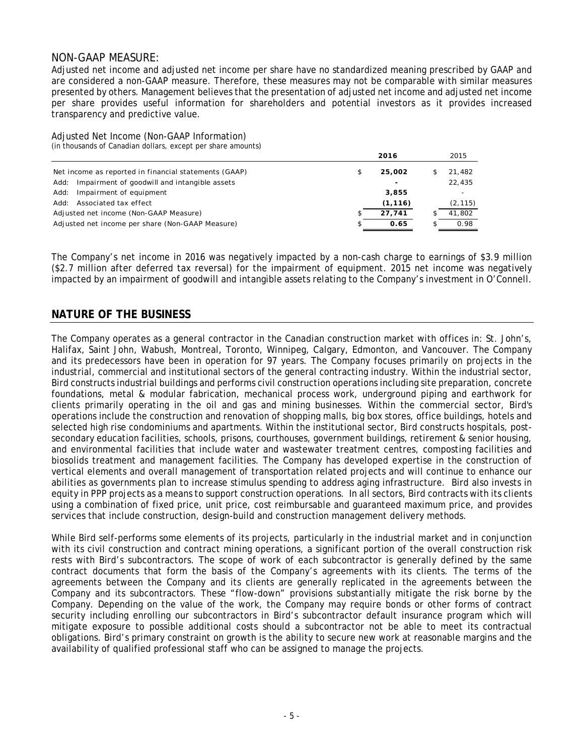## NON-GAAP MEASURE:

Adjusted net income and adjusted net income per share have no standardized meaning prescribed by GAAP and are considered a non-GAAP measure. Therefore, these measures may not be comparable with similar measures presented by others. Management believes that the presentation of adjusted net income and adjusted net income per share provides useful information for shareholders and potential investors as it provides increased transparency and predictive value.

Adjusted Net Income (Non-GAAP Information)
*(in thousands of Canadian dollars, except per share amounts)*

| | 2016 | 2015 |
|---|---|---|
| Net income as reported in financial statements (GAAP) | $ **25,002** | $ 21,482 |
| Add: Impairment of goodwill and intangible assets | **-** | 22,435 |
| Add: Impairment of equipment | **3,855** | - |
| Add: Associated tax effect | **(1,116)** | (2,115) |
| Adjusted net income (Non-GAAP Measure) | $ **27,741** | $ 41,802 |
| Adjusted net income per share (Non-GAAP Measure) | $ **0.65** | $ 0.98 |

The Company's net income in 2016 was negatively impacted by a non-cash charge to earnings of $3.9 million ($2.7 million after deferred tax reversal) for the impairment of equipment. 2015 net income was negatively impacted by an impairment of goodwill and intangible assets relating to the Company's investment in O'Connell.

## NATURE OF THE BUSINESS

The Company operates as a general contractor in the Canadian construction market with offices in: St. John's, Halifax, Saint John, Wabush, Montreal, Toronto, Winnipeg, Calgary, Edmonton, and Vancouver. The Company and its predecessors have been in operation for 97 years. The Company focuses primarily on projects in the industrial, commercial and institutional sectors of the general contracting industry. Within the industrial sector, Bird constructs industrial buildings and performs civil construction operations including site preparation, concrete foundations, metal & modular fabrication, mechanical process work, underground piping and earthwork for clients primarily operating in the oil and gas and mining businesses. Within the commercial sector, Bird's operations include the construction and renovation of shopping malls, big box stores, office buildings, hotels and selected high rise condominiums and apartments. Within the institutional sector, Bird constructs hospitals, post-secondary education facilities, schools, prisons, courthouses, government buildings, retirement & senior housing, and environmental facilities that include water and wastewater treatment centres, composting facilities and biosolids treatment and management facilities. The Company has developed expertise in the construction of vertical elements and overall management of transportation related projects and will continue to enhance our abilities as governments plan to increase stimulus spending to address aging infrastructure. Bird also invests in equity in PPP projects as a means to support construction operations. In all sectors, Bird contracts with its clients using a combination of fixed price, unit price, cost reimbursable and guaranteed maximum price, and provides services that include construction, design-build and construction management delivery methods.

While Bird self-performs some elements of its projects, particularly in the industrial market and in conjunction with its civil construction and contract mining operations, a significant portion of the overall construction risk rests with Bird's subcontractors. The scope of work of each subcontractor is generally defined by the same contract documents that form the basis of the Company's agreements with its clients. The terms of the agreements between the Company and its clients are generally replicated in the agreements between the Company and its subcontractors. These "flow-down" provisions substantially mitigate the risk borne by the Company. Depending on the value of the work, the Company may require bonds or other forms of contract security including enrolling our subcontractors in Bird's subcontractor default insurance program which will mitigate exposure to possible additional costs should a subcontractor not be able to meet its contractual obligations. Bird's primary constraint on growth is the ability to secure new work at reasonable margins and the availability of qualified professional staff who can be assigned to manage the projects.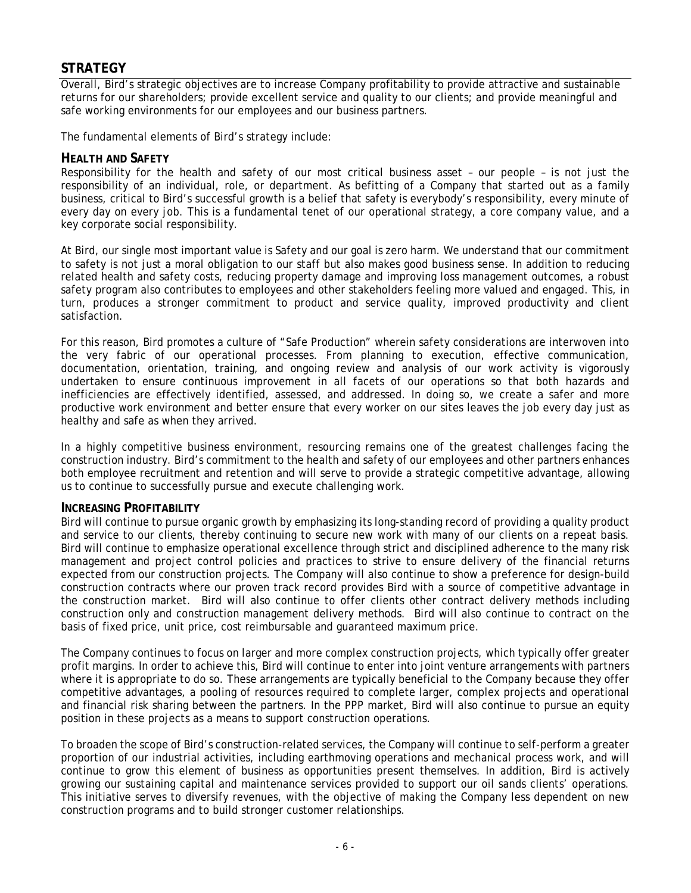## STRATEGY

Overall, Bird's strategic objectives are to increase Company profitability to provide attractive and sustainable returns for our shareholders; provide excellent service and quality to our clients; and provide meaningful and safe working environments for our employees and our business partners.

The fundamental elements of Bird's strategy include:

### HEALTH AND SAFETY

Responsibility for the health and safety of our most critical business asset – our people – is not just the responsibility of an individual, role, or department. As befitting of a Company that started out as a family business, critical to Bird's successful growth is a belief that safety is everybody's responsibility, every minute of every day on every job. This is a fundamental tenet of our operational strategy, a core company value, and a key corporate social responsibility.

At Bird, our single most important value is Safety and our goal is zero harm. We understand that our commitment to safety is not just a moral obligation to our staff but also makes good business sense. In addition to reducing related health and safety costs, reducing property damage and improving loss management outcomes, a robust safety program also contributes to employees and other stakeholders feeling more valued and engaged. This, in turn, produces a stronger commitment to product and service quality, improved productivity and client satisfaction.

For this reason, Bird promotes a culture of "Safe Production" wherein safety considerations are interwoven into the very fabric of our operational processes. From planning to execution, effective communication, documentation, orientation, training, and ongoing review and analysis of our work activity is vigorously undertaken to ensure continuous improvement in all facets of our operations so that both hazards and inefficiencies are effectively identified, assessed, and addressed. In doing so, we create a safer and more productive work environment and better ensure that every worker on our sites leaves the job every day just as healthy and safe as when they arrived.

In a highly competitive business environment, resourcing remains one of the greatest challenges facing the construction industry. Bird's commitment to the health and safety of our employees and other partners enhances both employee recruitment and retention and will serve to provide a strategic competitive advantage, allowing us to continue to successfully pursue and execute challenging work.

### INCREASING PROFITABILITY

Bird will continue to pursue organic growth by emphasizing its long-standing record of providing a quality product and service to our clients, thereby continuing to secure new work with many of our clients on a repeat basis. Bird will continue to emphasize operational excellence through strict and disciplined adherence to the many risk management and project control policies and practices to strive to ensure delivery of the financial returns expected from our construction projects. The Company will also continue to show a preference for design-build construction contracts where our proven track record provides Bird with a source of competitive advantage in the construction market. Bird will also continue to offer clients other contract delivery methods including construction only and construction management delivery methods. Bird will also continue to contract on the basis of fixed price, unit price, cost reimbursable and guaranteed maximum price.

The Company continues to focus on larger and more complex construction projects, which typically offer greater profit margins. In order to achieve this, Bird will continue to enter into joint venture arrangements with partners where it is appropriate to do so. These arrangements are typically beneficial to the Company because they offer competitive advantages, a pooling of resources required to complete larger, complex projects and operational and financial risk sharing between the partners. In the PPP market, Bird will also continue to pursue an equity position in these projects as a means to support construction operations.

To broaden the scope of Bird's construction-related services, the Company will continue to self-perform a greater proportion of our industrial activities, including earthmoving operations and mechanical process work, and will continue to grow this element of business as opportunities present themselves. In addition, Bird is actively growing our sustaining capital and maintenance services provided to support our oil sands clients' operations. This initiative serves to diversify revenues, with the objective of making the Company less dependent on new construction programs and to build stronger customer relationships.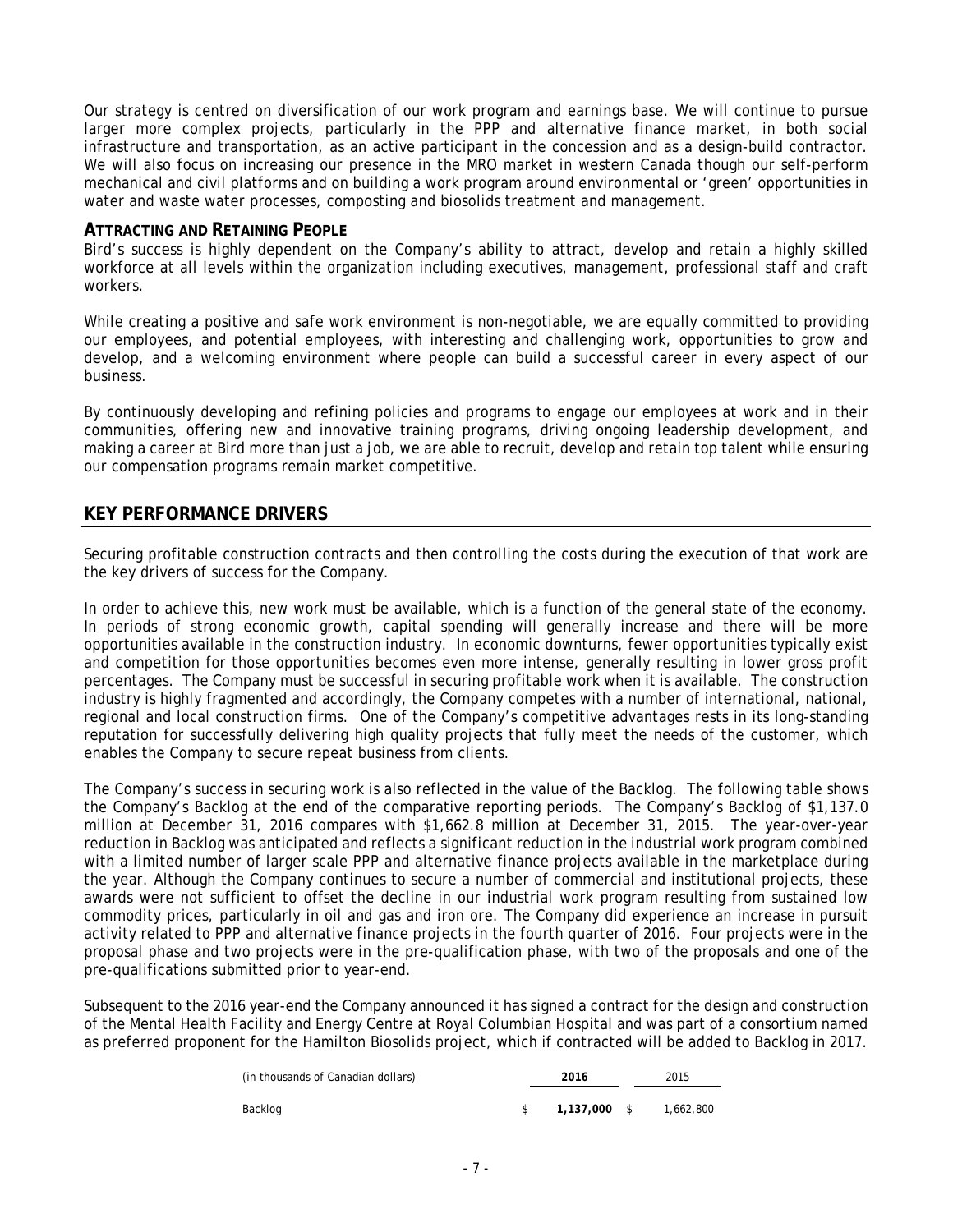Our strategy is centred on diversification of our work program and earnings base. We will continue to pursue larger more complex projects, particularly in the PPP and alternative finance market, in both social infrastructure and transportation, as an active participant in the concession and as a design-build contractor. We will also focus on increasing our presence in the MRO market in western Canada though our self-perform mechanical and civil platforms and on building a work program around environmental or 'green' opportunities in water and waste water processes, composting and biosolids treatment and management.

### ATTRACTING AND RETAINING PEOPLE

Bird's success is highly dependent on the Company's ability to attract, develop and retain a highly skilled workforce at all levels within the organization including executives, management, professional staff and craft workers.

While creating a positive and safe work environment is non-negotiable, we are equally committed to providing our employees, and potential employees, with interesting and challenging work, opportunities to grow and develop, and a welcoming environment where people can build a successful career in every aspect of our business.

By continuously developing and refining policies and programs to engage our employees at work and in their communities, offering new and innovative training programs, driving ongoing leadership development, and making a career at Bird more than just a job, we are able to recruit, develop and retain top talent while ensuring our compensation programs remain market competitive.

## KEY PERFORMANCE DRIVERS

Securing profitable construction contracts and then controlling the costs during the execution of that work are the key drivers of success for the Company.

In order to achieve this, new work must be available, which is a function of the general state of the economy. In periods of strong economic growth, capital spending will generally increase and there will be more opportunities available in the construction industry. In economic downturns, fewer opportunities typically exist and competition for those opportunities becomes even more intense, generally resulting in lower gross profit percentages. The Company must be successful in securing profitable work when it is available. The construction industry is highly fragmented and accordingly, the Company competes with a number of international, national, regional and local construction firms. One of the Company's competitive advantages rests in its long-standing reputation for successfully delivering high quality projects that fully meet the needs of the customer, which enables the Company to secure repeat business from clients.

The Company's success in securing work is also reflected in the value of the Backlog. The following table shows the Company's Backlog at the end of the comparative reporting periods. The Company's Backlog of $1,137.0 million at December 31, 2016 compares with $1,662.8 million at December 31, 2015. The year-over-year reduction in Backlog was anticipated and reflects a significant reduction in the industrial work program combined with a limited number of larger scale PPP and alternative finance projects available in the marketplace during the year. Although the Company continues to secure a number of commercial and institutional projects, these awards were not sufficient to offset the decline in our industrial work program resulting from sustained low commodity prices, particularly in oil and gas and iron ore. The Company did experience an increase in pursuit activity related to PPP and alternative finance projects in the fourth quarter of 2016. Four projects were in the proposal phase and two projects were in the pre-qualification phase, with two of the proposals and one of the pre-qualifications submitted prior to year-end.

Subsequent to the 2016 year-end the Company announced it has signed a contract for the design and construction of the Mental Health Facility and Energy Centre at Royal Columbian Hospital and was part of a consortium named as preferred proponent for the Hamilton Biosolids project, which if contracted will be added to Backlog in 2017.

| (in thousands of Canadian dollars) | **2016** | 2015 |
|---|---|---|
| Backlog | $ **1,137,000** | $ 1,662,800 |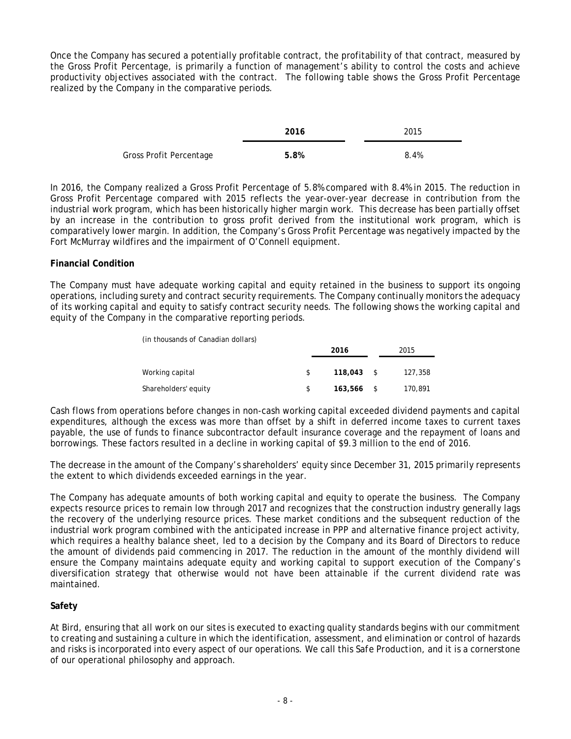Once the Company has secured a potentially profitable contract, the profitability of that contract, measured by the Gross Profit Percentage, is primarily a function of management's ability to control the costs and achieve productivity objectives associated with the contract. The following table shows the Gross Profit Percentage realized by the Company in the comparative periods.

| | **2016** | 2015 |
|---|---|---|
| Gross Profit Percentage | **5.8%** | 8.4% |

In 2016, the Company realized a Gross Profit Percentage of 5.8% compared with 8.4% in 2015. The reduction in Gross Profit Percentage compared with 2015 reflects the year-over-year decrease in contribution from the industrial work program, which has been historically higher margin work. This decrease has been partially offset by an increase in the contribution to gross profit derived from the institutional work program, which is comparatively lower margin. In addition, the Company's Gross Profit Percentage was negatively impacted by the Fort McMurray wildfires and the impairment of O'Connell equipment.

**Financial Condition**

The Company must have adequate working capital and equity retained in the business to support its ongoing operations, including surety and contract security requirements. The Company continually monitors the adequacy of its working capital and equity to satisfy contract security needs. The following shows the working capital and equity of the Company in the comparative reporting periods.

| (in thousands of Canadian dollars) | **2016** | 2015 |
|---|---|---|
| Working capital | $ **118,043** | $ 127,358 |
| Shareholders' equity | $ **163,566** | $ 170,891 |

Cash flows from operations before changes in non-cash working capital exceeded dividend payments and capital expenditures, although the excess was more than offset by a shift in deferred income taxes to current taxes payable, the use of funds to finance subcontractor default insurance coverage and the repayment of loans and borrowings. These factors resulted in a decline in working capital of $9.3 million to the end of 2016.

The decrease in the amount of the Company's shareholders' equity since December 31, 2015 primarily represents the extent to which dividends exceeded earnings in the year.

The Company has adequate amounts of both working capital and equity to operate the business. The Company expects resource prices to remain low through 2017 and recognizes that the construction industry generally lags the recovery of the underlying resource prices. These market conditions and the subsequent reduction of the industrial work program combined with the anticipated increase in PPP and alternative finance project activity, which requires a healthy balance sheet, led to a decision by the Company and its Board of Directors to reduce the amount of dividends paid commencing in 2017. The reduction in the amount of the monthly dividend will ensure the Company maintains adequate equity and working capital to support execution of the Company's diversification strategy that otherwise would not have been attainable if the current dividend rate was maintained.

**Safety**

At Bird, ensuring that all work on our sites is executed to exacting quality standards begins with our commitment to creating and sustaining a culture in which the identification, assessment, and elimination or control of hazards and risks is incorporated into every aspect of our operations. We call this *Safe Production*, and it is a cornerstone of our operational philosophy and approach.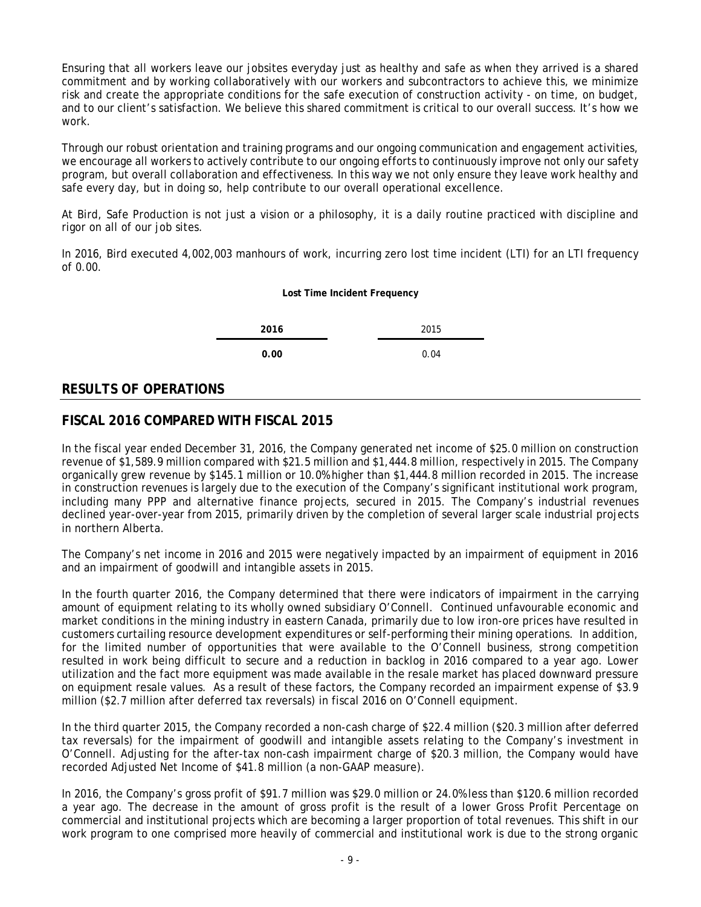Ensuring that all workers leave our jobsites everyday just as healthy and safe as when they arrived is a shared commitment and by working collaboratively with our workers and subcontractors to achieve this, we minimize risk and create the appropriate conditions for the safe execution of construction activity - on time, on budget, and to our client's satisfaction. We believe this shared commitment is critical to our overall success. It's how we work.

Through our robust orientation and training programs and our ongoing communication and engagement activities, we encourage all workers to actively contribute to our ongoing efforts to continuously improve not only our safety program, but overall collaboration and effectiveness. In this way we not only ensure they leave work healthy and safe every day, but in doing so, help contribute to our overall operational excellence.

At Bird, Safe Production is not just a vision or a philosophy, it is a daily routine practiced with discipline and rigor on all of our job sites.

In 2016, Bird executed 4,002,003 manhours of work, incurring zero lost time incident (LTI) for an LTI frequency of 0.00.

**Lost Time Incident Frequency**

| **2016** | 2015 |
|---|---|
| **0.00** | 0.04 |

## RESULTS OF OPERATIONS

## FISCAL 2016 COMPARED WITH FISCAL 2015

In the fiscal year ended December 31, 2016, the Company generated net income of $25.0 million on construction revenue of $1,589.9 million compared with $21.5 million and $1,444.8 million, respectively in 2015. The Company organically grew revenue by $145.1 million or 10.0% higher than $1,444.8 million recorded in 2015. The increase in construction revenues is largely due to the execution of the Company's significant institutional work program, including many PPP and alternative finance projects, secured in 2015. The Company's industrial revenues declined year-over-year from 2015, primarily driven by the completion of several larger scale industrial projects in northern Alberta.

The Company's net income in 2016 and 2015 were negatively impacted by an impairment of equipment in 2016 and an impairment of goodwill and intangible assets in 2015.

In the fourth quarter 2016, the Company determined that there were indicators of impairment in the carrying amount of equipment relating to its wholly owned subsidiary O'Connell. Continued unfavourable economic and market conditions in the mining industry in eastern Canada, primarily due to low iron-ore prices have resulted in customers curtailing resource development expenditures or self-performing their mining operations. In addition, for the limited number of opportunities that were available to the O'Connell business, strong competition resulted in work being difficult to secure and a reduction in backlog in 2016 compared to a year ago. Lower utilization and the fact more equipment was made available in the resale market has placed downward pressure on equipment resale values. As a result of these factors, the Company recorded an impairment expense of $3.9 million ($2.7 million after deferred tax reversals) in fiscal 2016 on O'Connell equipment.

In the third quarter 2015, the Company recorded a non-cash charge of $22.4 million ($20.3 million after deferred tax reversals) for the impairment of goodwill and intangible assets relating to the Company's investment in O'Connell. Adjusting for the after-tax non-cash impairment charge of $20.3 million, the Company would have recorded Adjusted Net Income of $41.8 million (a non-GAAP measure).

In 2016, the Company's gross profit of $91.7 million was $29.0 million or 24.0% less than $120.6 million recorded a year ago. The decrease in the amount of gross profit is the result of a lower Gross Profit Percentage on commercial and institutional projects which are becoming a larger proportion of total revenues. This shift in our work program to one comprised more heavily of commercial and institutional work is due to the strong organic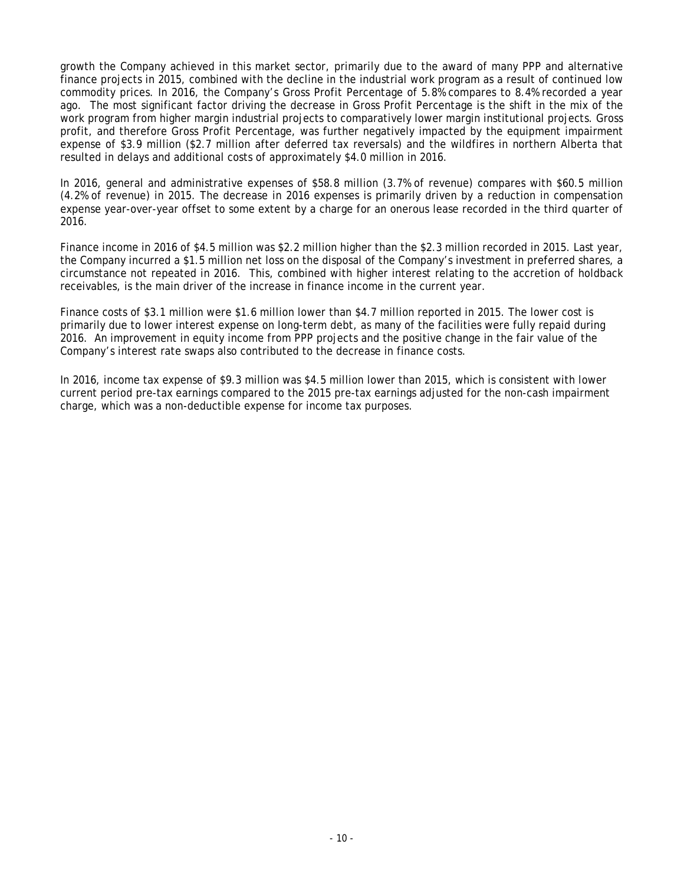growth the Company achieved in this market sector, primarily due to the award of many PPP and alternative finance projects in 2015, combined with the decline in the industrial work program as a result of continued low commodity prices. In 2016, the Company's Gross Profit Percentage of 5.8% compares to 8.4% recorded a year ago. The most significant factor driving the decrease in Gross Profit Percentage is the shift in the mix of the work program from higher margin industrial projects to comparatively lower margin institutional projects. Gross profit, and therefore Gross Profit Percentage, was further negatively impacted by the equipment impairment expense of $3.9 million ($2.7 million after deferred tax reversals) and the wildfires in northern Alberta that resulted in delays and additional costs of approximately $4.0 million in 2016.

In 2016, general and administrative expenses of $58.8 million (3.7% of revenue) compares with $60.5 million (4.2% of revenue) in 2015. The decrease in 2016 expenses is primarily driven by a reduction in compensation expense year-over-year offset to some extent by a charge for an onerous lease recorded in the third quarter of 2016.

Finance income in 2016 of $4.5 million was $2.2 million higher than the $2.3 million recorded in 2015. Last year, the Company incurred a $1.5 million net loss on the disposal of the Company's investment in preferred shares, a circumstance not repeated in 2016. This, combined with higher interest relating to the accretion of holdback receivables, is the main driver of the increase in finance income in the current year.

Finance costs of $3.1 million were $1.6 million lower than $4.7 million reported in 2015. The lower cost is primarily due to lower interest expense on long-term debt, as many of the facilities were fully repaid during 2016. An improvement in equity income from PPP projects and the positive change in the fair value of the Company's interest rate swaps also contributed to the decrease in finance costs.

In 2016, income tax expense of $9.3 million was $4.5 million lower than 2015, which is consistent with lower current period pre-tax earnings compared to the 2015 pre-tax earnings adjusted for the non-cash impairment charge, which was a non-deductible expense for income tax purposes.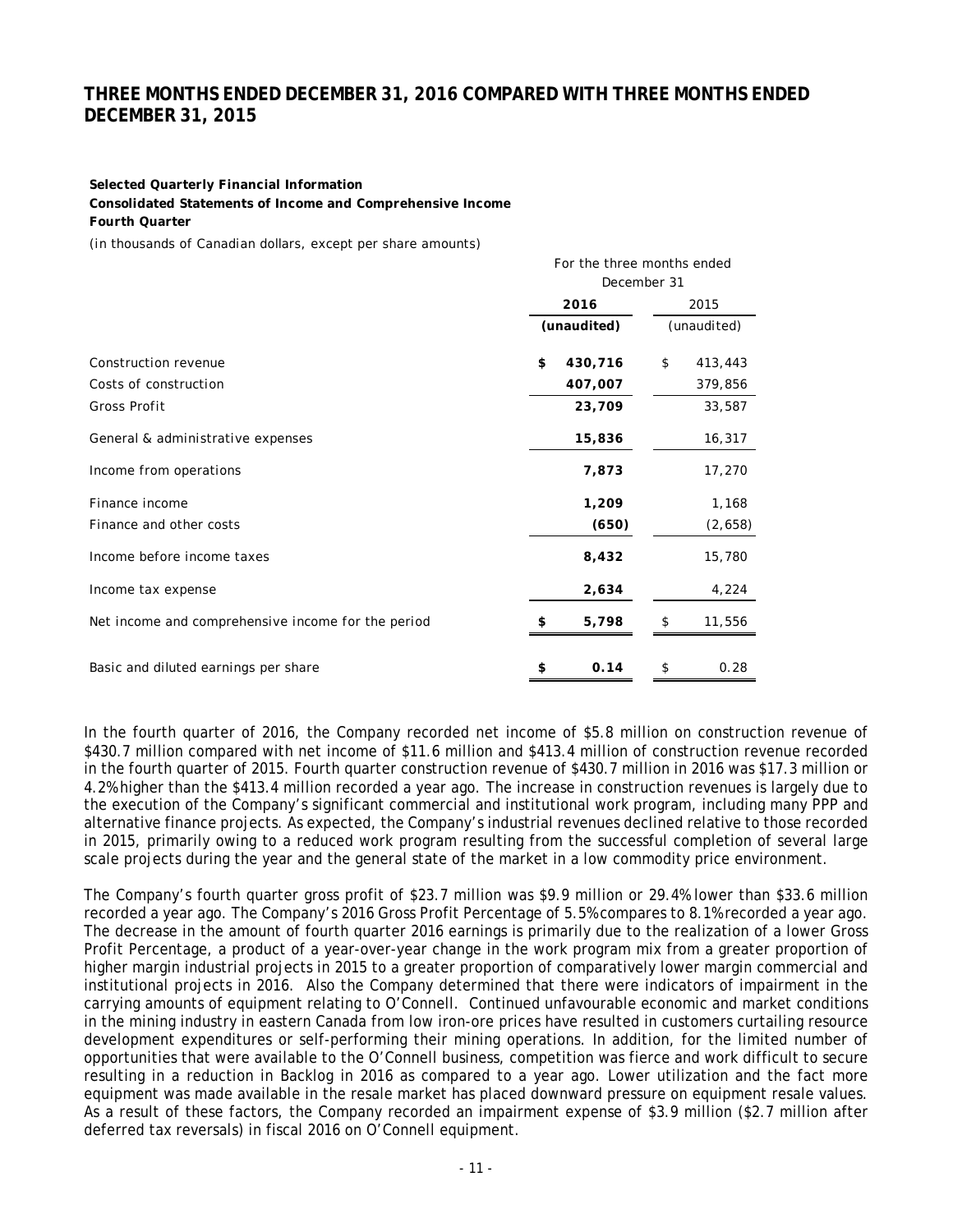# THREE MONTHS ENDED DECEMBER 31, 2016 COMPARED WITH THREE MONTHS ENDED DECEMBER 31, 2015

**Selected Quarterly Financial Information**

**Consolidated Statements of Income and Comprehensive Income**

**Fourth Quarter**

*(in thousands of Canadian dollars, except per share amounts)*

| | For the three months ended December 31 | |
|---|---|---|
| | **2016** | 2015 |
| | **(unaudited)** | (unaudited) |
| Construction revenue | **$ 430,716** | $ 413,443 |
| Costs of construction | **407,007** | 379,856 |
| Gross Profit | **23,709** | 33,587 |
| General & administrative expenses | **15,836** | 16,317 |
| Income from operations | **7,873** | 17,270 |
| Finance income | **1,209** | 1,168 |
| Finance and other costs | **(650)** | (2,658) |
| Income before income taxes | **8,432** | 15,780 |
| Income tax expense | **2,634** | 4,224 |
| Net income and comprehensive income for the period | **$ 5,798** | $ 11,556 |
| Basic and diluted earnings per share | **$ 0.14** | $ 0.28 |

In the fourth quarter of 2016, the Company recorded net income of $5.8 million on construction revenue of $430.7 million compared with net income of $11.6 million and $413.4 million of construction revenue recorded in the fourth quarter of 2015. Fourth quarter construction revenue of $430.7 million in 2016 was $17.3 million or 4.2% higher than the $413.4 million recorded a year ago. The increase in construction revenues is largely due to the execution of the Company's significant commercial and institutional work program, including many PPP and alternative finance projects. As expected, the Company's industrial revenues declined relative to those recorded in 2015, primarily owing to a reduced work program resulting from the successful completion of several large scale projects during the year and the general state of the market in a low commodity price environment.

The Company's fourth quarter gross profit of $23.7 million was $9.9 million or 29.4% lower than $33.6 million recorded a year ago. The Company's 2016 Gross Profit Percentage of 5.5% compares to 8.1% recorded a year ago. The decrease in the amount of fourth quarter 2016 earnings is primarily due to the realization of a lower Gross Profit Percentage, a product of a year-over-year change in the work program mix from a greater proportion of higher margin industrial projects in 2015 to a greater proportion of comparatively lower margin commercial and institutional projects in 2016. Also the Company determined that there were indicators of impairment in the carrying amounts of equipment relating to O'Connell. Continued unfavourable economic and market conditions in the mining industry in eastern Canada from low iron-ore prices have resulted in customers curtailing resource development expenditures or self-performing their mining operations. In addition, for the limited number of opportunities that were available to the O'Connell business, competition was fierce and work difficult to secure resulting in a reduction in Backlog in 2016 as compared to a year ago. Lower utilization and the fact more equipment was made available in the resale market has placed downward pressure on equipment resale values. As a result of these factors, the Company recorded an impairment expense of $3.9 million ($2.7 million after deferred tax reversals) in fiscal 2016 on O'Connell equipment.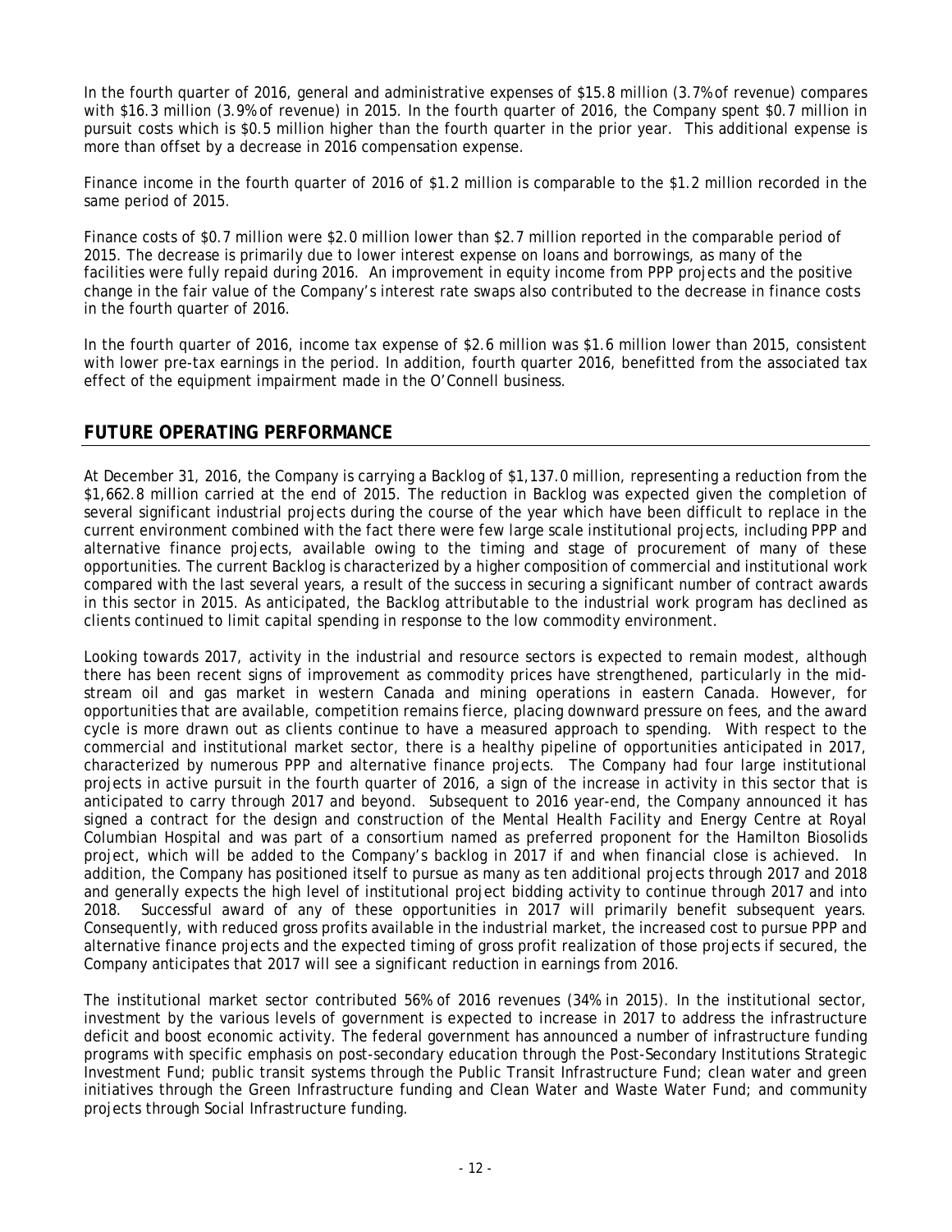In the fourth quarter of 2016, general and administrative expenses of $15.8 million (3.7% of revenue) compares with $16.3 million (3.9% of revenue) in 2015. In the fourth quarter of 2016, the Company spent $0.7 million in pursuit costs which is $0.5 million higher than the fourth quarter in the prior year. This additional expense is more than offset by a decrease in 2016 compensation expense.

Finance income in the fourth quarter of 2016 of $1.2 million is comparable to the $1.2 million recorded in the same period of 2015.

Finance costs of $0.7 million were $2.0 million lower than $2.7 million reported in the comparable period of 2015. The decrease is primarily due to lower interest expense on loans and borrowings, as many of the facilities were fully repaid during 2016. An improvement in equity income from PPP projects and the positive change in the fair value of the Company's interest rate swaps also contributed to the decrease in finance costs in the fourth quarter of 2016.

In the fourth quarter of 2016, income tax expense of $2.6 million was $1.6 million lower than 2015, consistent with lower pre-tax earnings in the period. In addition, fourth quarter 2016, benefitted from the associated tax effect of the equipment impairment made in the O'Connell business.

## FUTURE OPERATING PERFORMANCE

At December 31, 2016, the Company is carrying a Backlog of $1,137.0 million, representing a reduction from the $1,662.8 million carried at the end of 2015. The reduction in Backlog was expected given the completion of several significant industrial projects during the course of the year which have been difficult to replace in the current environment combined with the fact there were few large scale institutional projects, including PPP and alternative finance projects, available owing to the timing and stage of procurement of many of these opportunities. The current Backlog is characterized by a higher composition of commercial and institutional work compared with the last several years, a result of the success in securing a significant number of contract awards in this sector in 2015. As anticipated, the Backlog attributable to the industrial work program has declined as clients continued to limit capital spending in response to the low commodity environment.

Looking towards 2017, activity in the industrial and resource sectors is expected to remain modest, although there has been recent signs of improvement as commodity prices have strengthened, particularly in the mid-stream oil and gas market in western Canada and mining operations in eastern Canada. However, for opportunities that are available, competition remains fierce, placing downward pressure on fees, and the award cycle is more drawn out as clients continue to have a measured approach to spending. With respect to the commercial and institutional market sector, there is a healthy pipeline of opportunities anticipated in 2017, characterized by numerous PPP and alternative finance projects. The Company had four large institutional projects in active pursuit in the fourth quarter of 2016, a sign of the increase in activity in this sector that is anticipated to carry through 2017 and beyond. Subsequent to 2016 year-end, the Company announced it has signed a contract for the design and construction of the Mental Health Facility and Energy Centre at Royal Columbian Hospital and was part of a consortium named as preferred proponent for the Hamilton Biosolids project, which will be added to the Company's backlog in 2017 if and when financial close is achieved. In addition, the Company has positioned itself to pursue as many as ten additional projects through 2017 and 2018 and generally expects the high level of institutional project bidding activity to continue through 2017 and into 2018. Successful award of any of these opportunities in 2017 will primarily benefit subsequent years. Consequently, with reduced gross profits available in the industrial market, the increased cost to pursue PPP and alternative finance projects and the expected timing of gross profit realization of those projects if secured, the Company anticipates that 2017 will see a significant reduction in earnings from 2016.

The institutional market sector contributed 56% of 2016 revenues (34% in 2015). In the institutional sector, investment by the various levels of government is expected to increase in 2017 to address the infrastructure deficit and boost economic activity. The federal government has announced a number of infrastructure funding programs with specific emphasis on post-secondary education through the Post-Secondary Institutions Strategic Investment Fund; public transit systems through the Public Transit Infrastructure Fund; clean water and green initiatives through the Green Infrastructure funding and Clean Water and Waste Water Fund; and community projects through Social Infrastructure funding.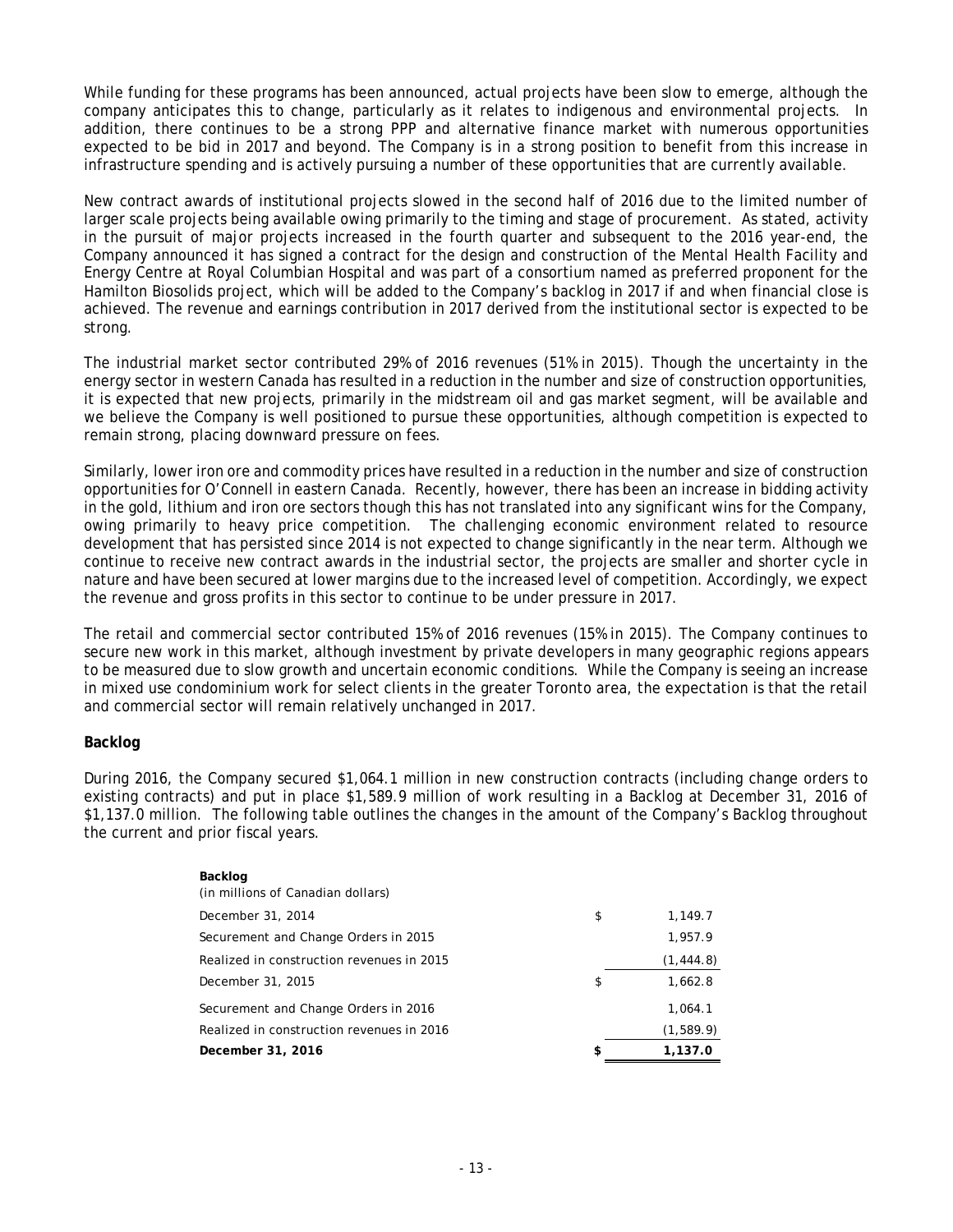While funding for these programs has been announced, actual projects have been slow to emerge, although the company anticipates this to change, particularly as it relates to indigenous and environmental projects. In addition, there continues to be a strong PPP and alternative finance market with numerous opportunities expected to be bid in 2017 and beyond. The Company is in a strong position to benefit from this increase in infrastructure spending and is actively pursuing a number of these opportunities that are currently available.

New contract awards of institutional projects slowed in the second half of 2016 due to the limited number of larger scale projects being available owing primarily to the timing and stage of procurement. As stated, activity in the pursuit of major projects increased in the fourth quarter and subsequent to the 2016 year-end, the Company announced it has signed a contract for the design and construction of the Mental Health Facility and Energy Centre at Royal Columbian Hospital and was part of a consortium named as preferred proponent for the Hamilton Biosolids project, which will be added to the Company's backlog in 2017 if and when financial close is achieved. The revenue and earnings contribution in 2017 derived from the institutional sector is expected to be strong.

The industrial market sector contributed 29% of 2016 revenues (51% in 2015). Though the uncertainty in the energy sector in western Canada has resulted in a reduction in the number and size of construction opportunities, it is expected that new projects, primarily in the midstream oil and gas market segment, will be available and we believe the Company is well positioned to pursue these opportunities, although competition is expected to remain strong, placing downward pressure on fees.

Similarly, lower iron ore and commodity prices have resulted in a reduction in the number and size of construction opportunities for O'Connell in eastern Canada. Recently, however, there has been an increase in bidding activity in the gold, lithium and iron ore sectors though this has not translated into any significant wins for the Company, owing primarily to heavy price competition. The challenging economic environment related to resource development that has persisted since 2014 is not expected to change significantly in the near term. Although we continue to receive new contract awards in the industrial sector, the projects are smaller and shorter cycle in nature and have been secured at lower margins due to the increased level of competition. Accordingly, we expect the revenue and gross profits in this sector to continue to be under pressure in 2017.

The retail and commercial sector contributed 15% of 2016 revenues (15% in 2015). The Company continues to secure new work in this market, although investment by private developers in many geographic regions appears to be measured due to slow growth and uncertain economic conditions. While the Company is seeing an increase in mixed use condominium work for select clients in the greater Toronto area, the expectation is that the retail and commercial sector will remain relatively unchanged in 2017.

## Backlog

During 2016, the Company secured $1,064.1 million in new construction contracts (including change orders to existing contracts) and put in place $1,589.9 million of work resulting in a Backlog at December 31, 2016 of $1,137.0 million. The following table outlines the changes in the amount of the Company's Backlog throughout the current and prior fiscal years.

| **Backlog**<br>(in millions of Canadian dollars) | | |
|---|---|---|
| December 31, 2014 | $ | 1,149.7 |
| Securement and Change Orders in 2015 | | 1,957.9 |
| Realized in construction revenues in 2015 | | (1,444.8) |
| December 31, 2015 | $ | 1,662.8 |
| Securement and Change Orders in 2016 | | 1,064.1 |
| Realized in construction revenues in 2016 | | (1,589.9) |
| **December 31, 2016** | **$** | **1,137.0** |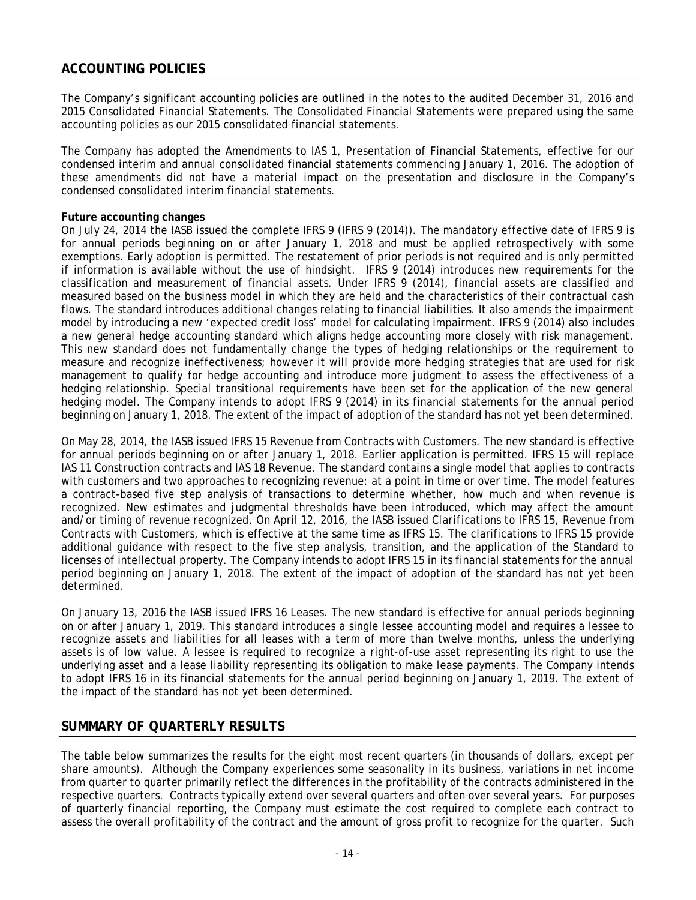## ACCOUNTING POLICIES

The Company's significant accounting policies are outlined in the notes to the audited December 31, 2016 and 2015 Consolidated Financial Statements. The Consolidated Financial Statements were prepared using the same accounting policies as our 2015 consolidated financial statements.

The Company has adopted the Amendments to IAS 1, Presentation of Financial Statements, effective for our condensed interim and annual consolidated financial statements commencing January 1, 2016. The adoption of these amendments did not have a material impact on the presentation and disclosure in the Company's condensed consolidated interim financial statements.

**Future accounting changes**

On July 24, 2014 the IASB issued the complete IFRS 9 (IFRS 9 (2014)). The mandatory effective date of IFRS 9 is for annual periods beginning on or after January 1, 2018 and must be applied retrospectively with some exemptions. Early adoption is permitted. The restatement of prior periods is not required and is only permitted if information is available without the use of hindsight. IFRS 9 (2014) introduces new requirements for the classification and measurement of financial assets. Under IFRS 9 (2014), financial assets are classified and measured based on the business model in which they are held and the characteristics of their contractual cash flows. The standard introduces additional changes relating to financial liabilities. It also amends the impairment model by introducing a new 'expected credit loss' model for calculating impairment. IFRS 9 (2014) also includes a new general hedge accounting standard which aligns hedge accounting more closely with risk management. This new standard does not fundamentally change the types of hedging relationships or the requirement to measure and recognize ineffectiveness; however it will provide more hedging strategies that are used for risk management to qualify for hedge accounting and introduce more judgment to assess the effectiveness of a hedging relationship. Special transitional requirements have been set for the application of the new general hedging model. The Company intends to adopt IFRS 9 (2014) in its financial statements for the annual period beginning on January 1, 2018. The extent of the impact of adoption of the standard has not yet been determined.

On May 28, 2014, the IASB issued IFRS 15 *Revenue from Contracts with Customers*. The new standard is effective for annual periods beginning on or after January 1, 2018. Earlier application is permitted. IFRS 15 will replace IAS 11 *Construction contracts* and IAS 18 Revenue. The standard contains a single model that applies to contracts with customers and two approaches to recognizing revenue: at a point in time or over time. The model features a contract-based five step analysis of transactions to determine whether, how much and when revenue is recognized. New estimates and judgmental thresholds have been introduced, which may affect the amount and/or timing of revenue recognized. On April 12, 2016, the IASB issued *Clarifications to IFRS 15, Revenue from Contracts with Customers*, which is effective at the same time as IFRS 15. The clarifications to IFRS 15 provide additional guidance with respect to the five step analysis, transition, and the application of the Standard to licenses of intellectual property. The Company intends to adopt IFRS 15 in its financial statements for the annual period beginning on January 1, 2018. The extent of the impact of adoption of the standard has not yet been determined.

On January 13, 2016 the IASB issued IFRS 16 Leases. The new standard is effective for annual periods beginning on or after January 1, 2019. This standard introduces a single lessee accounting model and requires a lessee to recognize assets and liabilities for all leases with a term of more than twelve months, unless the underlying assets is of low value. A lessee is required to recognize a right-of-use asset representing its right to use the underlying asset and a lease liability representing its obligation to make lease payments. The Company intends to adopt IFRS 16 in its financial statements for the annual period beginning on January 1, 2019. The extent of the impact of the standard has not yet been determined.

## SUMMARY OF QUARTERLY RESULTS

The table below summarizes the results for the eight most recent quarters (in thousands of dollars, except per share amounts). Although the Company experiences some seasonality in its business, variations in net income from quarter to quarter primarily reflect the differences in the profitability of the contracts administered in the respective quarters. Contracts typically extend over several quarters and often over several years. For purposes of quarterly financial reporting, the Company must estimate the cost required to complete each contract to assess the overall profitability of the contract and the amount of gross profit to recognize for the quarter. Such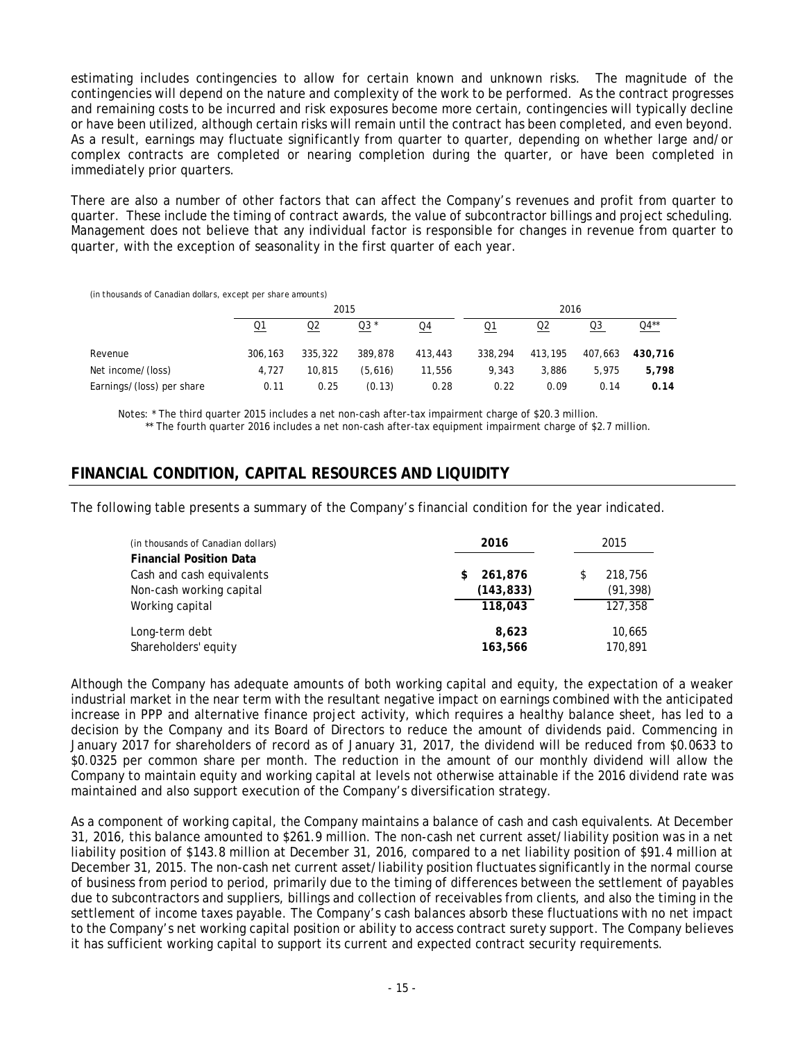estimating includes contingencies to allow for certain known and unknown risks. The magnitude of the contingencies will depend on the nature and complexity of the work to be performed. As the contract progresses and remaining costs to be incurred and risk exposures become more certain, contingencies will typically decline or have been utilized, although certain risks will remain until the contract has been completed, and even beyond. As a result, earnings may fluctuate significantly from quarter to quarter, depending on whether large and/or complex contracts are completed or nearing completion during the quarter, or have been completed in immediately prior quarters.

There are also a number of other factors that can affect the Company's revenues and profit from quarter to quarter. These include the timing of contract awards, the value of subcontractor billings and project scheduling. Management does not believe that any individual factor is responsible for changes in revenue from quarter to quarter, with the exception of seasonality in the first quarter of each year.

*(in thousands of Canadian dollars, except per share amounts)*

| | 2015 | | | | 2016 | | | |
|---|---|---|---|---|---|---|---|---|
| | Q1 | Q2 | Q3 * | Q4 | Q1 | Q2 | Q3 | Q4** |
| Revenue | 306,163 | 335,322 | 389,878 | 413,443 | 338,294 | 413,195 | 407,663 | **430,716** |
| Net income/(loss) | 4,727 | 10,815 | (5,616) | 11,556 | 9,343 | 3,886 | 5,975 | **5,798** |
| Earnings/(loss) per share | 0.11 | 0.25 | (0.13) | 0.28 | 0.22 | 0.09 | 0.14 | **0.14** |

Notes: * The third quarter 2015 includes a net non-cash after-tax impairment charge of $20.3 million.
** The fourth quarter 2016 includes a net non-cash after-tax equipment impairment charge of $2.7 million.

## FINANCIAL CONDITION, CAPITAL RESOURCES AND LIQUIDITY

The following table presents a summary of the Company's financial condition for the year indicated.

| (in thousands of Canadian dollars) | 2016 | 2015 |
|---|---|---|
| **Financial Position Data** | | |
| Cash and cash equivalents | **$ 261,876** | $ 218,756 |
| Non-cash working capital | **(143,833)** | (91,398) |
| Working capital | **118,043** | 127,358 |
| Long-term debt | **8,623** | 10,665 |
| Shareholders' equity | **163,566** | 170,891 |

Although the Company has adequate amounts of both working capital and equity, the expectation of a weaker industrial market in the near term with the resultant negative impact on earnings combined with the anticipated increase in PPP and alternative finance project activity, which requires a healthy balance sheet, has led to a decision by the Company and its Board of Directors to reduce the amount of dividends paid. Commencing in January 2017 for shareholders of record as of January 31, 2017, the dividend will be reduced from $0.0633 to $0.0325 per common share per month. The reduction in the amount of our monthly dividend will allow the Company to maintain equity and working capital at levels not otherwise attainable if the 2016 dividend rate was maintained and also support execution of the Company's diversification strategy.

As a component of working capital, the Company maintains a balance of cash and cash equivalents. At December 31, 2016, this balance amounted to $261.9 million. The non-cash net current asset/liability position was in a net liability position of $143.8 million at December 31, 2016, compared to a net liability position of $91.4 million at December 31, 2015. The non-cash net current asset/liability position fluctuates significantly in the normal course of business from period to period, primarily due to the timing of differences between the settlement of payables due to subcontractors and suppliers, billings and collection of receivables from clients, and also the timing in the settlement of income taxes payable. The Company's cash balances absorb these fluctuations with no net impact to the Company's net working capital position or ability to access contract surety support. The Company believes it has sufficient working capital to support its current and expected contract security requirements.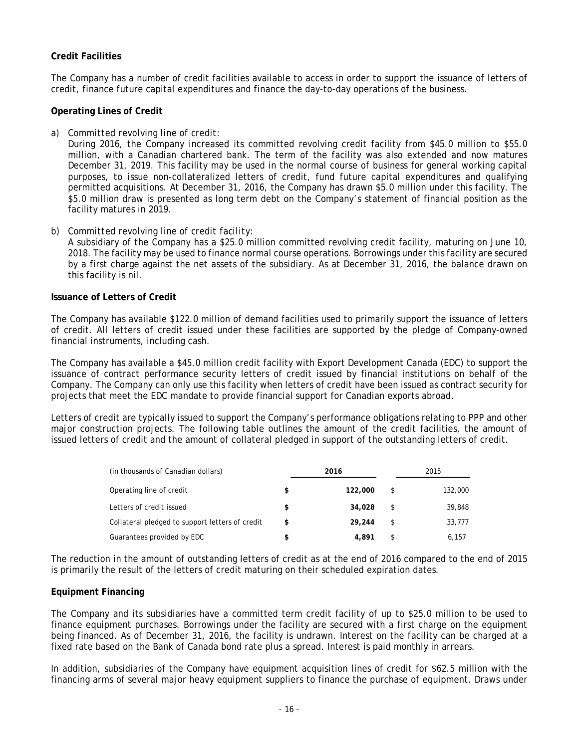**Credit Facilities**

The Company has a number of credit facilities available to access in order to support the issuance of letters of credit, finance future capital expenditures and finance the day-to-day operations of the business.

**Operating Lines of Credit**

a) Committed revolving line of credit:
During 2016, the Company increased its committed revolving credit facility from \$45.0 million to \$55.0 million, with a Canadian chartered bank. The term of the facility was also extended and now matures December 31, 2019. This facility may be used in the normal course of business for general working capital purposes, to issue non-collateralized letters of credit, fund future capital expenditures and qualifying permitted acquisitions. At December 31, 2016, the Company has drawn \$5.0 million under this facility. The \$5.0 million draw is presented as long term debt on the Company's statement of financial position as the facility matures in 2019.

b) Committed revolving line of credit facility:
A subsidiary of the Company has a \$25.0 million committed revolving credit facility, maturing on June 10, 2018. The facility may be used to finance normal course operations. Borrowings under this facility are secured by a first charge against the net assets of the subsidiary. As at December 31, 2016, the balance drawn on this facility is nil.

**Issuance of Letters of Credit**

The Company has available \$122.0 million of demand facilities used to primarily support the issuance of letters of credit. All letters of credit issued under these facilities are supported by the pledge of Company-owned financial instruments, including cash.

The Company has available a \$45.0 million credit facility with Export Development Canada (EDC) to support the issuance of contract performance security letters of credit issued by financial institutions on behalf of the Company. The Company can only use this facility when letters of credit have been issued as contract security for projects that meet the EDC mandate to provide financial support for Canadian exports abroad.

Letters of credit are typically issued to support the Company's performance obligations relating to PPP and other major construction projects. The following table outlines the amount of the credit facilities, the amount of issued letters of credit and the amount of collateral pledged in support of the outstanding letters of credit.

| (in thousands of Canadian dollars) | | **2016** | | 2015 |
|---|---|---|---|---|
| Operating line of credit | **$** | **122,000** | $ | 132,000 |
| Letters of credit issued | **$** | **34,028** | $ | 39,848 |
| Collateral pledged to support letters of credit | **$** | **29,244** | $ | 33,777 |
| Guarantees provided by EDC | **$** | **4,891** | $ | 6,157 |

The reduction in the amount of outstanding letters of credit as at the end of 2016 compared to the end of 2015 is primarily the result of the letters of credit maturing on their scheduled expiration dates.

**Equipment Financing**

The Company and its subsidiaries have a committed term credit facility of up to \$25.0 million to be used to finance equipment purchases. Borrowings under the facility are secured with a first charge on the equipment being financed. As of December 31, 2016, the facility is undrawn. Interest on the facility can be charged at a fixed rate based on the Bank of Canada bond rate plus a spread. Interest is paid monthly in arrears.

In addition, subsidiaries of the Company have equipment acquisition lines of credit for \$62.5 million with the financing arms of several major heavy equipment suppliers to finance the purchase of equipment. Draws under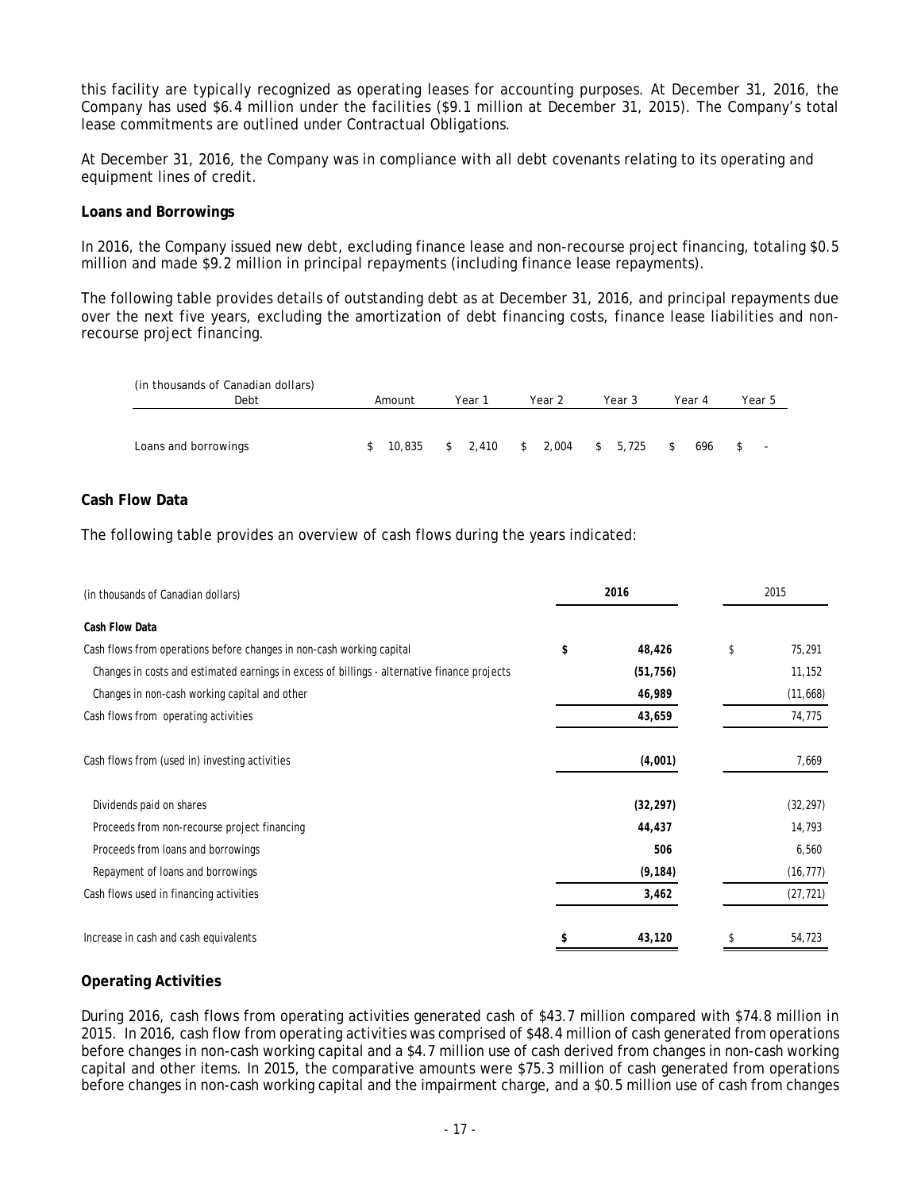this facility are typically recognized as operating leases for accounting purposes. At December 31, 2016, the Company has used $6.4 million under the facilities ($9.1 million at December 31, 2015). The Company's total lease commitments are outlined under Contractual Obligations.

At December 31, 2016, the Company was in compliance with all debt covenants relating to its operating and equipment lines of credit.

**Loans and Borrowings**

In 2016, the Company issued new debt, excluding finance lease and non-recourse project financing, totaling $0.5 million and made $9.2 million in principal repayments (including finance lease repayments).

The following table provides details of outstanding debt as at December 31, 2016, and principal repayments due over the next five years, excluding the amortization of debt financing costs, finance lease liabilities and non-recourse project financing.

| (in thousands of Canadian dollars) Debt | Amount | Year 1 | Year 2 | Year 3 | Year 4 | Year 5 |
|---|---|---|---|---|---|---|
| Loans and borrowings | $ 10,835 | $ 2,410 | $ 2,004 | $ 5,725 | $ 696 | $ - |

**Cash Flow Data**

The following table provides an overview of cash flows during the years indicated:

| (in thousands of Canadian dollars) | 2016 | 2015 |
|---|---|---|
| **Cash Flow Data** | | |
| Cash flows from operations before changes in non-cash working capital | $ 48,426 | $ 75,291 |
| Changes in costs and estimated earnings in excess of billings - alternative finance projects | (51,756) | 11,152 |
| Changes in non-cash working capital and other | 46,989 | (11,668) |
| Cash flows from operating activities | 43,659 | 74,775 |
| Cash flows from (used in) investing activities | (4,001) | 7,669 |
| Dividends paid on shares | (32,297) | (32,297) |
| Proceeds from non-recourse project financing | 44,437 | 14,793 |
| Proceeds from loans and borrowings | 506 | 6,560 |
| Repayment of loans and borrowings | (9,184) | (16,777) |
| Cash flows used in financing activities | 3,462 | (27,721) |
| Increase in cash and cash equivalents | $ 43,120 | $ 54,723 |

**Operating Activities**

During 2016, cash flows from operating activities generated cash of $43.7 million compared with $74.8 million in 2015. In 2016, cash flow from operating activities was comprised of $48.4 million of cash generated from operations before changes in non-cash working capital and a $4.7 million use of cash derived from changes in non-cash working capital and other items. In 2015, the comparative amounts were $75.3 million of cash generated from operations before changes in non-cash working capital and the impairment charge, and a $0.5 million use of cash from changes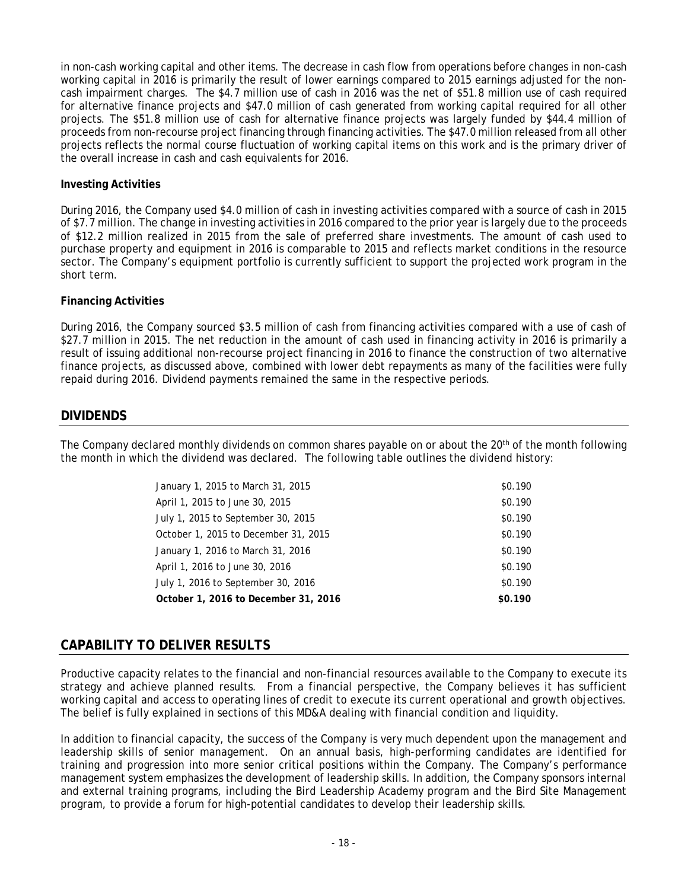in non-cash working capital and other items. The decrease in cash flow from operations before changes in non-cash working capital in 2016 is primarily the result of lower earnings compared to 2015 earnings adjusted for the non-cash impairment charges. The $4.7 million use of cash in 2016 was the net of $51.8 million use of cash required for alternative finance projects and $47.0 million of cash generated from working capital required for all other projects. The $51.8 million use of cash for alternative finance projects was largely funded by $44.4 million of proceeds from non-recourse project financing through financing activities. The $47.0 million released from all other projects reflects the normal course fluctuation of working capital items on this work and is the primary driver of the overall increase in cash and cash equivalents for 2016.

**Investing Activities**

During 2016, the Company used $4.0 million of cash in investing activities compared with a source of cash in 2015 of $7.7 million. The change in investing activities in 2016 compared to the prior year is largely due to the proceeds of $12.2 million realized in 2015 from the sale of preferred share investments. The amount of cash used to purchase property and equipment in 2016 is comparable to 2015 and reflects market conditions in the resource sector. The Company's equipment portfolio is currently sufficient to support the projected work program in the short term.

**Financing Activities**

During 2016, the Company sourced $3.5 million of cash from financing activities compared with a use of cash of $27.7 million in 2015. The net reduction in the amount of cash used in financing activity in 2016 is primarily a result of issuing additional non-recourse project financing in 2016 to finance the construction of two alternative finance projects, as discussed above, combined with lower debt repayments as many of the facilities were fully repaid during 2016. Dividend payments remained the same in the respective periods.

## DIVIDENDS

The Company declared monthly dividends on common shares payable on or about the 20th of the month following the month in which the dividend was declared. The following table outlines the dividend history:

| Period | Dividend |
|---|---|
| January 1, 2015 to March 31, 2015 | $0.190 |
| April 1, 2015 to June 30, 2015 | $0.190 |
| July 1, 2015 to September 30, 2015 | $0.190 |
| October 1, 2015 to December 31, 2015 | $0.190 |
| January 1, 2016 to March 31, 2016 | $0.190 |
| April 1, 2016 to June 30, 2016 | $0.190 |
| July 1, 2016 to September 30, 2016 | $0.190 |
| **October 1, 2016 to December 31, 2016** | **$0.190** |

## CAPABILITY TO DELIVER RESULTS

Productive capacity relates to the financial and non-financial resources available to the Company to execute its strategy and achieve planned results. From a financial perspective, the Company believes it has sufficient working capital and access to operating lines of credit to execute its current operational and growth objectives. The belief is fully explained in sections of this MD&A dealing with financial condition and liquidity.

In addition to financial capacity, the success of the Company is very much dependent upon the management and leadership skills of senior management. On an annual basis, high-performing candidates are identified for training and progression into more senior critical positions within the Company. The Company's performance management system emphasizes the development of leadership skills. In addition, the Company sponsors internal and external training programs, including the Bird Leadership Academy program and the Bird Site Management program, to provide a forum for high-potential candidates to develop their leadership skills.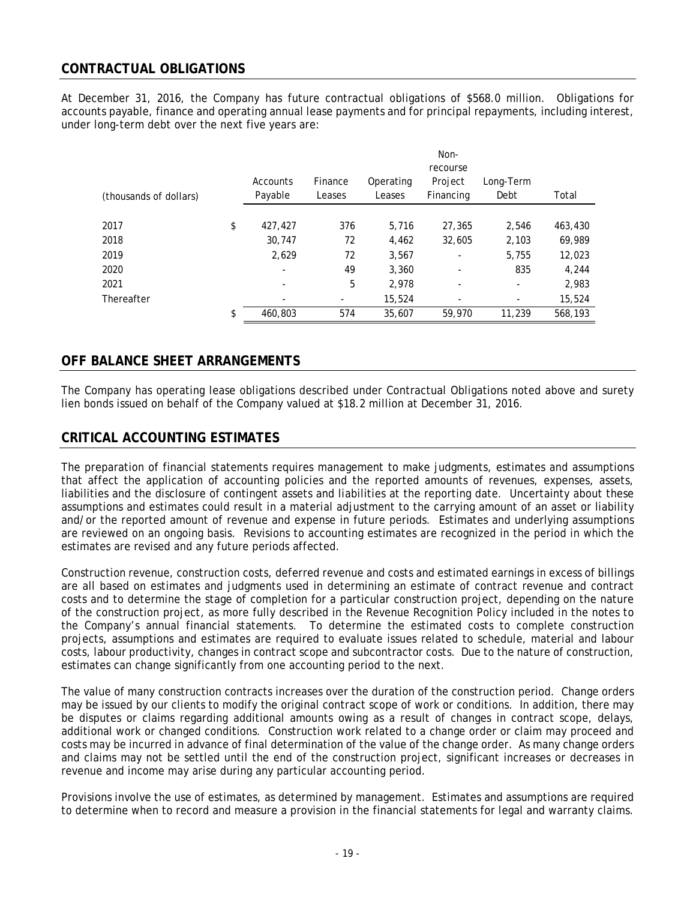## CONTRACTUAL OBLIGATIONS

At December 31, 2016, the Company has future contractual obligations of $568.0 million. Obligations for accounts payable, finance and operating annual lease payments and for principal repayments, including interest, under long-term debt over the next five years are:

| (thousands of dollars) | | Accounts Payable | Finance Leases | Operating Leases | Non-recourse Project Financing | Long-Term Debt | Total |
|---|---|---|---|---|---|---|---|
| 2017 | $ | 427,427 | 376 | 5,716 | 27,365 | 2,546 | 463,430 |
| 2018 | | 30,747 | 72 | 4,462 | 32,605 | 2,103 | 69,989 |
| 2019 | | 2,629 | 72 | 3,567 | - | 5,755 | 12,023 |
| 2020 | | - | 49 | 3,360 | - | 835 | 4,244 |
| 2021 | | - | 5 | 2,978 | - | - | 2,983 |
| Thereafter | | - | - | 15,524 | - | - | 15,524 |
| | $ | 460,803 | 574 | 35,607 | 59,970 | 11,239 | 568,193 |

## OFF BALANCE SHEET ARRANGEMENTS

The Company has operating lease obligations described under Contractual Obligations noted above and surety lien bonds issued on behalf of the Company valued at $18.2 million at December 31, 2016.

## CRITICAL ACCOUNTING ESTIMATES

The preparation of financial statements requires management to make judgments, estimates and assumptions that affect the application of accounting policies and the reported amounts of revenues, expenses, assets, liabilities and the disclosure of contingent assets and liabilities at the reporting date. Uncertainty about these assumptions and estimates could result in a material adjustment to the carrying amount of an asset or liability and/or the reported amount of revenue and expense in future periods. Estimates and underlying assumptions are reviewed on an ongoing basis. Revisions to accounting estimates are recognized in the period in which the estimates are revised and any future periods affected.

Construction revenue, construction costs, deferred revenue and costs and estimated earnings in excess of billings are all based on estimates and judgments used in determining an estimate of contract revenue and contract costs and to determine the stage of completion for a particular construction project, depending on the nature of the construction project, as more fully described in the Revenue Recognition Policy included in the notes to the Company's annual financial statements. To determine the estimated costs to complete construction projects, assumptions and estimates are required to evaluate issues related to schedule, material and labour costs, labour productivity, changes in contract scope and subcontractor costs. Due to the nature of construction, estimates can change significantly from one accounting period to the next.

The value of many construction contracts increases over the duration of the construction period. Change orders may be issued by our clients to modify the original contract scope of work or conditions. In addition, there may be disputes or claims regarding additional amounts owing as a result of changes in contract scope, delays, additional work or changed conditions. Construction work related to a change order or claim may proceed and costs may be incurred in advance of final determination of the value of the change order. As many change orders and claims may not be settled until the end of the construction project, significant increases or decreases in revenue and income may arise during any particular accounting period.

Provisions involve the use of estimates, as determined by management. Estimates and assumptions are required to determine when to record and measure a provision in the financial statements for legal and warranty claims.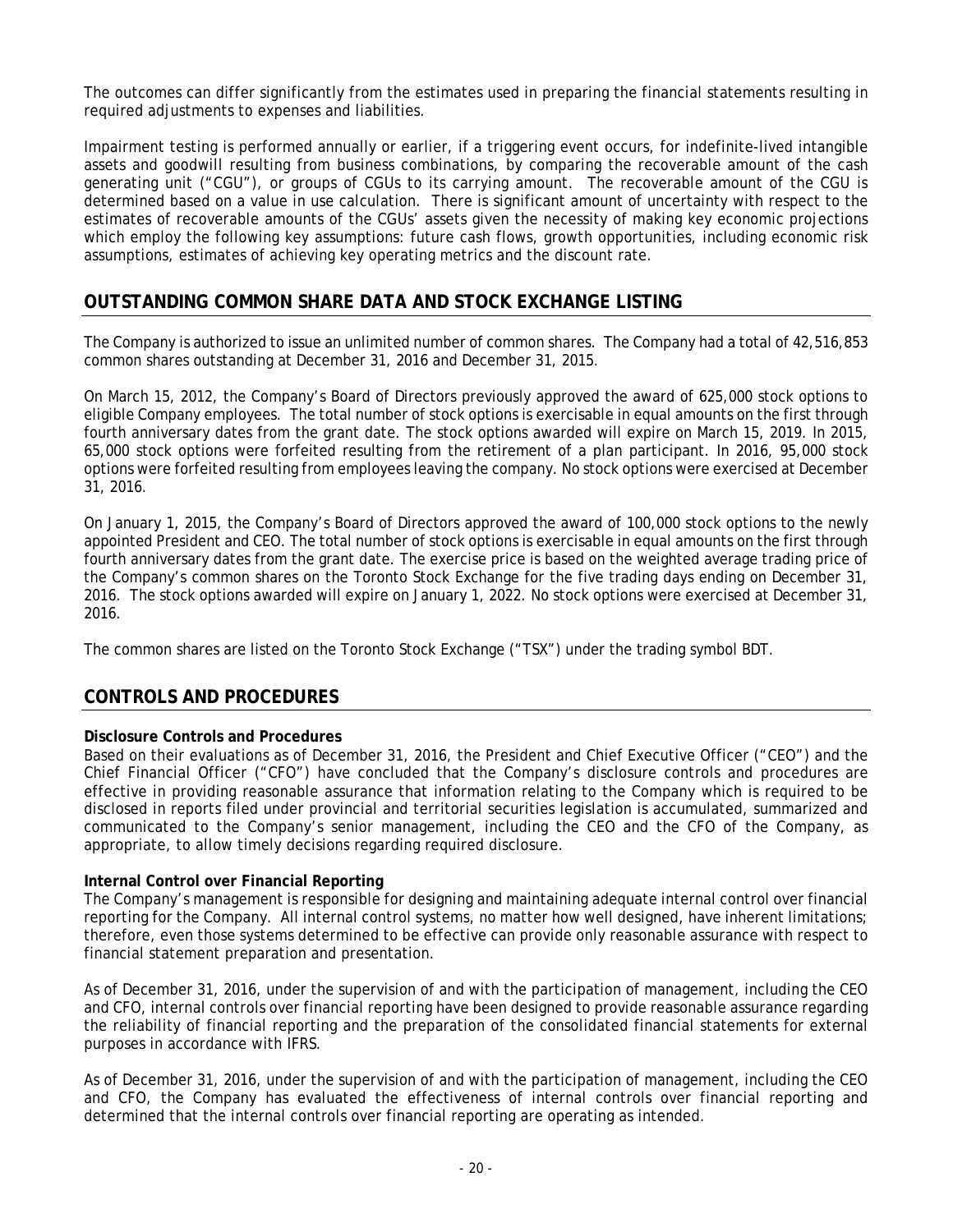The outcomes can differ significantly from the estimates used in preparing the financial statements resulting in required adjustments to expenses and liabilities.

Impairment testing is performed annually or earlier, if a triggering event occurs, for indefinite-lived intangible assets and goodwill resulting from business combinations, by comparing the recoverable amount of the cash generating unit ("CGU"), or groups of CGUs to its carrying amount. The recoverable amount of the CGU is determined based on a value in use calculation. There is significant amount of uncertainty with respect to the estimates of recoverable amounts of the CGUs' assets given the necessity of making key economic projections which employ the following key assumptions: future cash flows, growth opportunities, including economic risk assumptions, estimates of achieving key operating metrics and the discount rate.

## OUTSTANDING COMMON SHARE DATA AND STOCK EXCHANGE LISTING

The Company is authorized to issue an unlimited number of common shares. The Company had a total of 42,516,853 common shares outstanding at December 31, 2016 and December 31, 2015.

On March 15, 2012, the Company's Board of Directors previously approved the award of 625,000 stock options to eligible Company employees. The total number of stock options is exercisable in equal amounts on the first through fourth anniversary dates from the grant date. The stock options awarded will expire on March 15, 2019. In 2015, 65,000 stock options were forfeited resulting from the retirement of a plan participant. In 2016, 95,000 stock options were forfeited resulting from employees leaving the company. No stock options were exercised at December 31, 2016.

On January 1, 2015, the Company's Board of Directors approved the award of 100,000 stock options to the newly appointed President and CEO. The total number of stock options is exercisable in equal amounts on the first through fourth anniversary dates from the grant date. The exercise price is based on the weighted average trading price of the Company's common shares on the Toronto Stock Exchange for the five trading days ending on December 31, 2016. The stock options awarded will expire on January 1, 2022. No stock options were exercised at December 31, 2016.

The common shares are listed on the Toronto Stock Exchange ("TSX") under the trading symbol BDT.

## CONTROLS AND PROCEDURES

**Disclosure Controls and Procedures**
Based on their evaluations as of December 31, 2016, the President and Chief Executive Officer ("CEO") and the Chief Financial Officer ("CFO") have concluded that the Company's disclosure controls and procedures are effective in providing reasonable assurance that information relating to the Company which is required to be disclosed in reports filed under provincial and territorial securities legislation is accumulated, summarized and communicated to the Company's senior management, including the CEO and the CFO of the Company, as appropriate, to allow timely decisions regarding required disclosure.

**Internal Control over Financial Reporting**
The Company's management is responsible for designing and maintaining adequate internal control over financial reporting for the Company. All internal control systems, no matter how well designed, have inherent limitations; therefore, even those systems determined to be effective can provide only reasonable assurance with respect to financial statement preparation and presentation.

As of December 31, 2016, under the supervision of and with the participation of management, including the CEO and CFO, internal controls over financial reporting have been designed to provide reasonable assurance regarding the reliability of financial reporting and the preparation of the consolidated financial statements for external purposes in accordance with IFRS.

As of December 31, 2016, under the supervision of and with the participation of management, including the CEO and CFO, the Company has evaluated the effectiveness of internal controls over financial reporting and determined that the internal controls over financial reporting are operating as intended.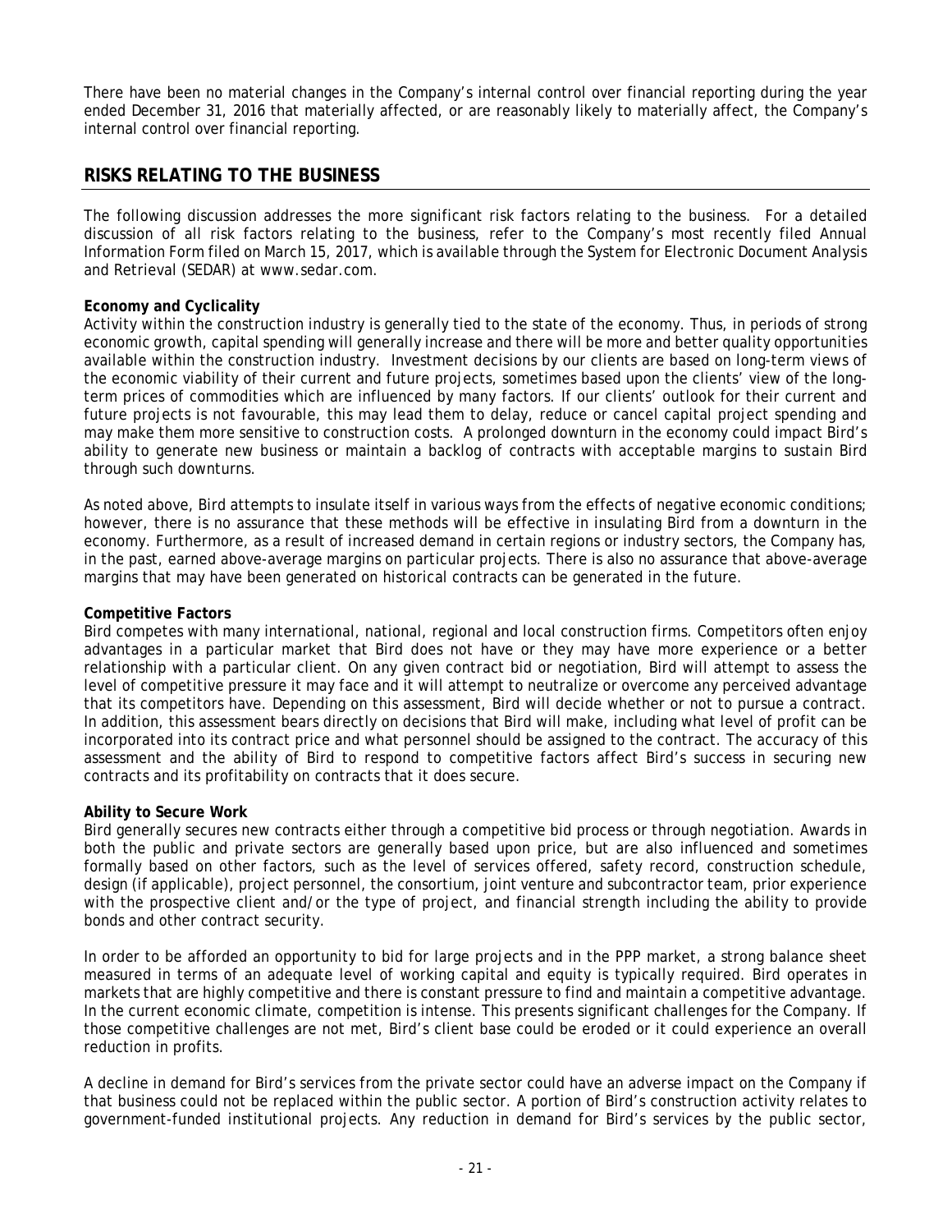There have been no material changes in the Company's internal control over financial reporting during the year ended December 31, 2016 that materially affected, or are reasonably likely to materially affect, the Company's internal control over financial reporting.

## RISKS RELATING TO THE BUSINESS

The following discussion addresses the more significant risk factors relating to the business. For a detailed discussion of all risk factors relating to the business, refer to the Company's most recently filed Annual Information Form filed on March 15, 2017, which is available through the System for Electronic Document Analysis and Retrieval (SEDAR) at www.sedar.com.

**Economy and Cyclicality**

Activity within the construction industry is generally tied to the state of the economy. Thus, in periods of strong economic growth, capital spending will generally increase and there will be more and better quality opportunities available within the construction industry. Investment decisions by our clients are based on long-term views of the economic viability of their current and future projects, sometimes based upon the clients' view of the long-term prices of commodities which are influenced by many factors. If our clients' outlook for their current and future projects is not favourable, this may lead them to delay, reduce or cancel capital project spending and may make them more sensitive to construction costs. A prolonged downturn in the economy could impact Bird's ability to generate new business or maintain a backlog of contracts with acceptable margins to sustain Bird through such downturns.

As noted above, Bird attempts to insulate itself in various ways from the effects of negative economic conditions; however, there is no assurance that these methods will be effective in insulating Bird from a downturn in the economy. Furthermore, as a result of increased demand in certain regions or industry sectors, the Company has, in the past, earned above-average margins on particular projects. There is also no assurance that above-average margins that may have been generated on historical contracts can be generated in the future.

**Competitive Factors**

Bird competes with many international, national, regional and local construction firms. Competitors often enjoy advantages in a particular market that Bird does not have or they may have more experience or a better relationship with a particular client. On any given contract bid or negotiation, Bird will attempt to assess the level of competitive pressure it may face and it will attempt to neutralize or overcome any perceived advantage that its competitors have. Depending on this assessment, Bird will decide whether or not to pursue a contract. In addition, this assessment bears directly on decisions that Bird will make, including what level of profit can be incorporated into its contract price and what personnel should be assigned to the contract. The accuracy of this assessment and the ability of Bird to respond to competitive factors affect Bird's success in securing new contracts and its profitability on contracts that it does secure.

**Ability to Secure Work**

Bird generally secures new contracts either through a competitive bid process or through negotiation. Awards in both the public and private sectors are generally based upon price, but are also influenced and sometimes formally based on other factors, such as the level of services offered, safety record, construction schedule, design (if applicable), project personnel, the consortium, joint venture and subcontractor team, prior experience with the prospective client and/or the type of project, and financial strength including the ability to provide bonds and other contract security.

In order to be afforded an opportunity to bid for large projects and in the PPP market, a strong balance sheet measured in terms of an adequate level of working capital and equity is typically required. Bird operates in markets that are highly competitive and there is constant pressure to find and maintain a competitive advantage. In the current economic climate, competition is intense. This presents significant challenges for the Company. If those competitive challenges are not met, Bird's client base could be eroded or it could experience an overall reduction in profits.

A decline in demand for Bird's services from the private sector could have an adverse impact on the Company if that business could not be replaced within the public sector. A portion of Bird's construction activity relates to government-funded institutional projects. Any reduction in demand for Bird's services by the public sector,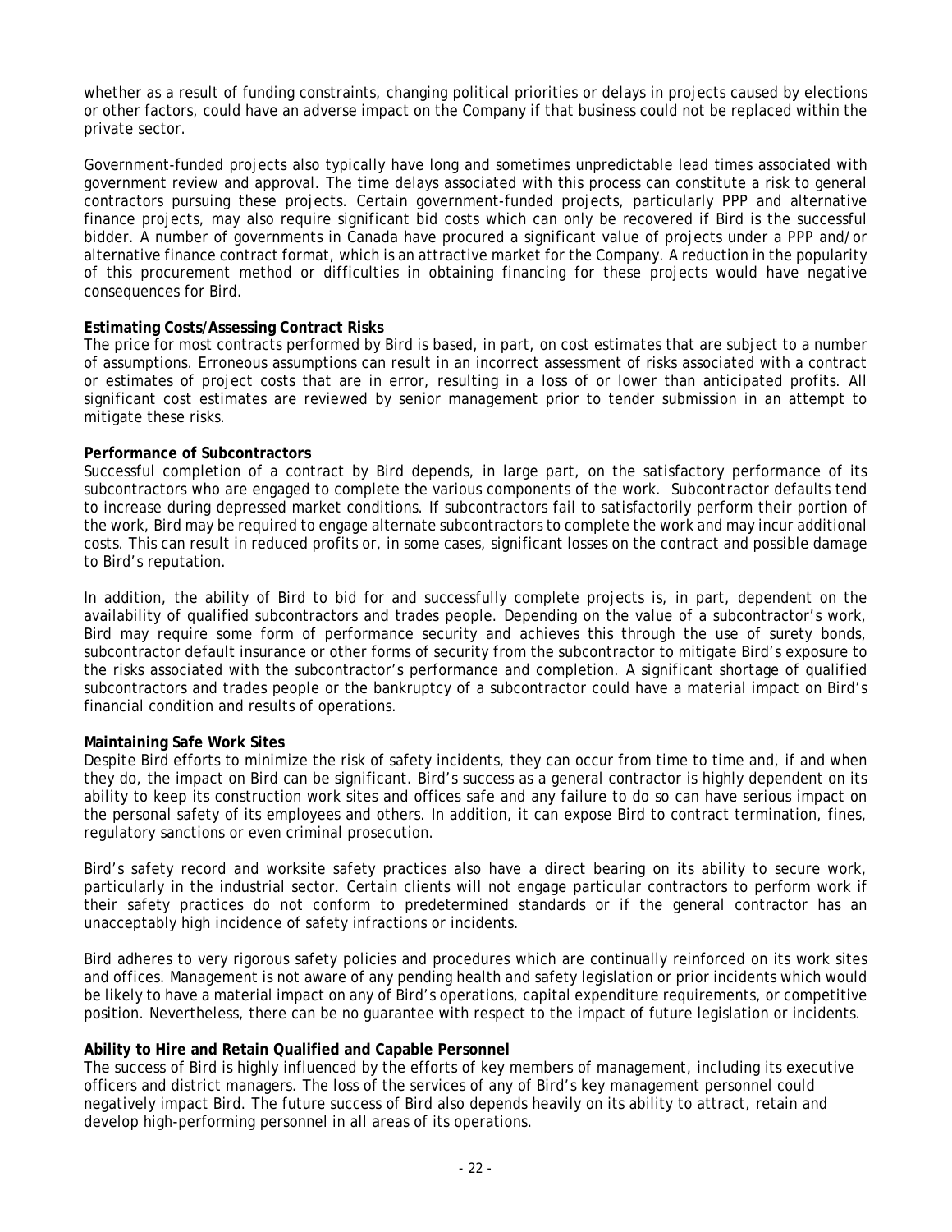whether as a result of funding constraints, changing political priorities or delays in projects caused by elections or other factors, could have an adverse impact on the Company if that business could not be replaced within the private sector.

Government-funded projects also typically have long and sometimes unpredictable lead times associated with government review and approval. The time delays associated with this process can constitute a risk to general contractors pursuing these projects. Certain government-funded projects, particularly PPP and alternative finance projects, may also require significant bid costs which can only be recovered if Bird is the successful bidder. A number of governments in Canada have procured a significant value of projects under a PPP and/or alternative finance contract format, which is an attractive market for the Company. A reduction in the popularity of this procurement method or difficulties in obtaining financing for these projects would have negative consequences for Bird.

**Estimating Costs/Assessing Contract Risks**
The price for most contracts performed by Bird is based, in part, on cost estimates that are subject to a number of assumptions. Erroneous assumptions can result in an incorrect assessment of risks associated with a contract or estimates of project costs that are in error, resulting in a loss of or lower than anticipated profits. All significant cost estimates are reviewed by senior management prior to tender submission in an attempt to mitigate these risks.

**Performance of Subcontractors**
Successful completion of a contract by Bird depends, in large part, on the satisfactory performance of its subcontractors who are engaged to complete the various components of the work. Subcontractor defaults tend to increase during depressed market conditions. If subcontractors fail to satisfactorily perform their portion of the work, Bird may be required to engage alternate subcontractors to complete the work and may incur additional costs. This can result in reduced profits or, in some cases, significant losses on the contract and possible damage to Bird's reputation.

In addition, the ability of Bird to bid for and successfully complete projects is, in part, dependent on the availability of qualified subcontractors and trades people. Depending on the value of a subcontractor's work, Bird may require some form of performance security and achieves this through the use of surety bonds, subcontractor default insurance or other forms of security from the subcontractor to mitigate Bird's exposure to the risks associated with the subcontractor's performance and completion. A significant shortage of qualified subcontractors and trades people or the bankruptcy of a subcontractor could have a material impact on Bird's financial condition and results of operations.

**Maintaining Safe Work Sites**
Despite Bird efforts to minimize the risk of safety incidents, they can occur from time to time and, if and when they do, the impact on Bird can be significant. Bird's success as a general contractor is highly dependent on its ability to keep its construction work sites and offices safe and any failure to do so can have serious impact on the personal safety of its employees and others. In addition, it can expose Bird to contract termination, fines, regulatory sanctions or even criminal prosecution.

Bird's safety record and worksite safety practices also have a direct bearing on its ability to secure work, particularly in the industrial sector. Certain clients will not engage particular contractors to perform work if their safety practices do not conform to predetermined standards or if the general contractor has an unacceptably high incidence of safety infractions or incidents.

Bird adheres to very rigorous safety policies and procedures which are continually reinforced on its work sites and offices. Management is not aware of any pending health and safety legislation or prior incidents which would be likely to have a material impact on any of Bird's operations, capital expenditure requirements, or competitive position. Nevertheless, there can be no guarantee with respect to the impact of future legislation or incidents.

**Ability to Hire and Retain Qualified and Capable Personnel**
The success of Bird is highly influenced by the efforts of key members of management, including its executive officers and district managers. The loss of the services of any of Bird's key management personnel could negatively impact Bird. The future success of Bird also depends heavily on its ability to attract, retain and develop high-performing personnel in all areas of its operations.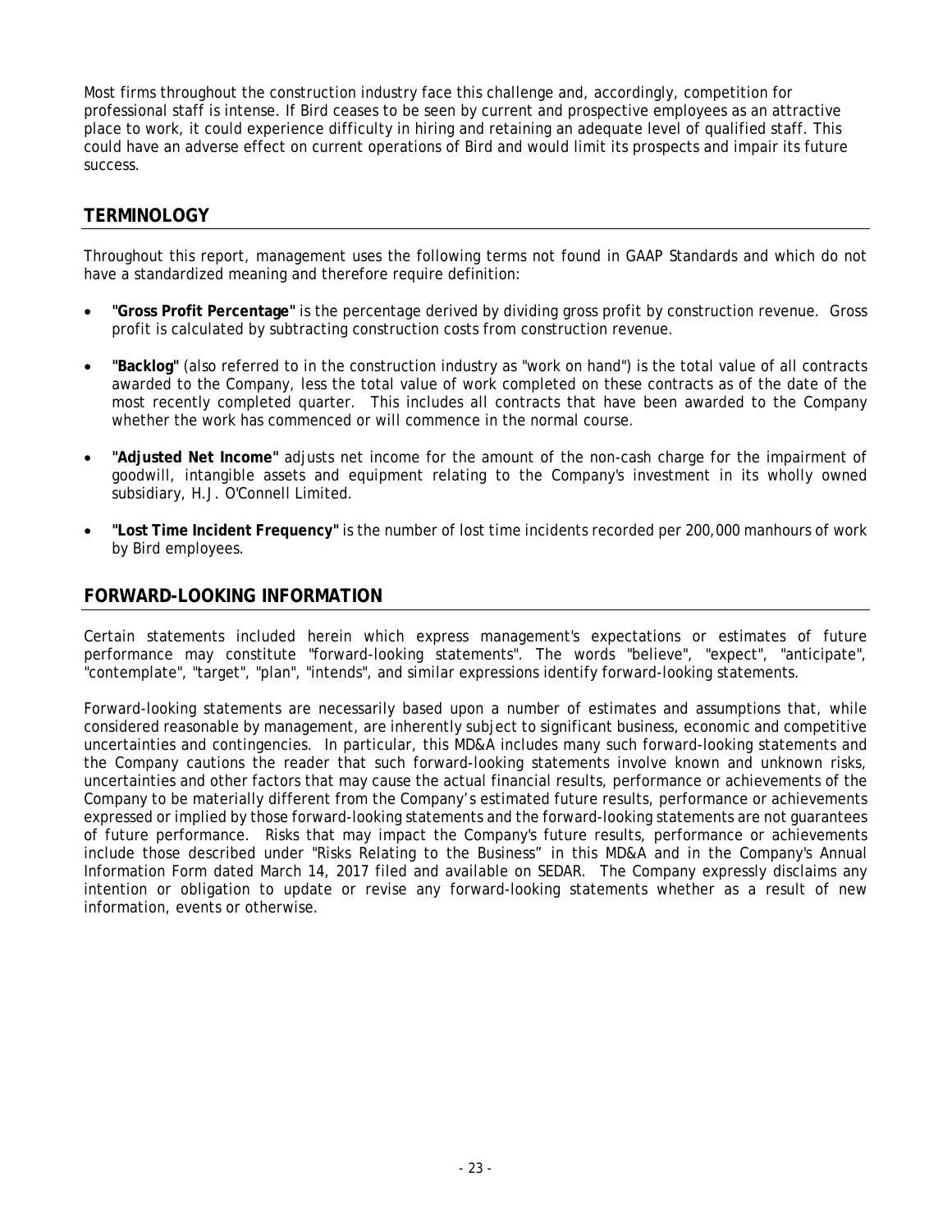Most firms throughout the construction industry face this challenge and, accordingly, competition for professional staff is intense. If Bird ceases to be seen by current and prospective employees as an attractive place to work, it could experience difficulty in hiring and retaining an adequate level of qualified staff. This could have an adverse effect on current operations of Bird and would limit its prospects and impair its future success.

## TERMINOLOGY

Throughout this report, management uses the following terms not found in GAAP Standards and which do not have a standardized meaning and therefore require definition:

- **"Gross Profit Percentage"** is the percentage derived by dividing gross profit by construction revenue. Gross profit is calculated by subtracting construction costs from construction revenue.
- **"Backlog"** (also referred to in the construction industry as "work on hand") is the total value of all contracts awarded to the Company, less the total value of work completed on these contracts as of the date of the most recently completed quarter. This includes all contracts that have been awarded to the Company whether the work has commenced or will commence in the normal course.
- **"Adjusted Net Income"** adjusts net income for the amount of the non-cash charge for the impairment of goodwill, intangible assets and equipment relating to the Company's investment in its wholly owned subsidiary, H.J. O'Connell Limited.
- **"Lost Time Incident Frequency"** is the number of lost time incidents recorded per 200,000 manhours of work by Bird employees.

## FORWARD-LOOKING INFORMATION

Certain statements included herein which express management's expectations or estimates of future performance may constitute "forward-looking statements". The words "believe", "expect", "anticipate", "contemplate", "target", "plan", "intends", and similar expressions identify forward-looking statements.

Forward-looking statements are necessarily based upon a number of estimates and assumptions that, while considered reasonable by management, are inherently subject to significant business, economic and competitive uncertainties and contingencies. In particular, this MD&A includes many such forward-looking statements and the Company cautions the reader that such forward-looking statements involve known and unknown risks, uncertainties and other factors that may cause the actual financial results, performance or achievements of the Company to be materially different from the Company's estimated future results, performance or achievements expressed or implied by those forward-looking statements and the forward-looking statements are not guarantees of future performance. Risks that may impact the Company's future results, performance or achievements include those described under "Risks Relating to the Business" in this MD&A and in the Company's Annual Information Form dated March 14, 2017 filed and available on SEDAR. The Company expressly disclaims any intention or obligation to update or revise any forward-looking statements whether as a result of new information, events or otherwise.